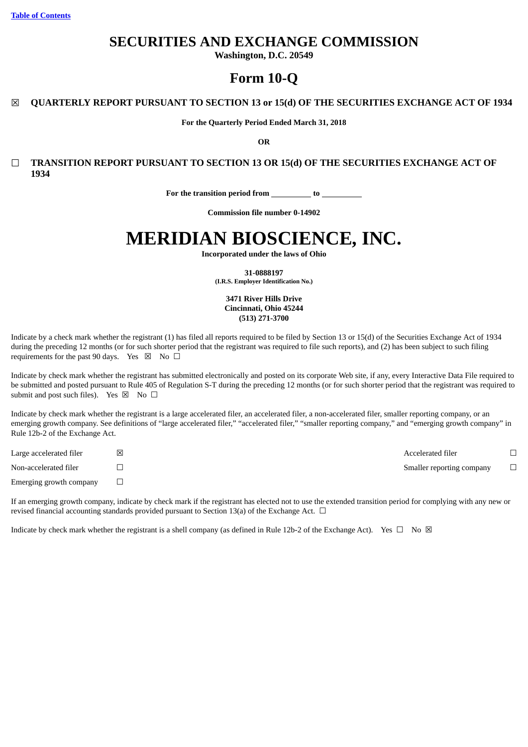[Table of Contents]

# SECURITIES AND EXCHANGE COMMISSION

**Washington, D.C. 20549**

# Form 10-Q

☒ **QUARTERLY REPORT PURSUANT TO SECTION 13 or 15(d) OF THE SECURITIES EXCHANGE ACT OF 1934**

**For the Quarterly Period Ended March 31, 2018**

**OR**

☐ **TRANSITION REPORT PURSUANT TO SECTION 13 OR 15(d) OF THE SECURITIES EXCHANGE ACT OF 1934**

**For the transition period from __________ to __________**

**Commission file number 0-14902**

# MERIDIAN BIOSCIENCE, INC.

**Incorporated under the laws of Ohio**

**31-0888197**
**(I.R.S. Employer Identification No.)**

**3471 River Hills Drive**
**Cincinnati, Ohio 45244**
**(513) 271-3700**

Indicate by a check mark whether the registrant (1) has filed all reports required to be filed by Section 13 or 15(d) of the Securities Exchange Act of 1934 during the preceding 12 months (or for such shorter period that the registrant was required to file such reports), and (2) has been subject to such filing requirements for the past 90 days. Yes ☒ No ☐

Indicate by check mark whether the registrant has submitted electronically and posted on its corporate Web site, if any, every Interactive Data File required to be submitted and posted pursuant to Rule 405 of Regulation S-T during the preceding 12 months (or for such shorter period that the registrant was required to submit and post such files). Yes ☒ No ☐

Indicate by check mark whether the registrant is a large accelerated filer, an accelerated filer, a non-accelerated filer, smaller reporting company, or an emerging growth company. See definitions of "large accelerated filer," "accelerated filer," "smaller reporting company," and "emerging growth company" in Rule 12b-2 of the Exchange Act.

| | | | |
|---|---|---|---|
| Large accelerated filer | ☒ | Accelerated filer | ☐ |
| Non-accelerated filer | ☐ | Smaller reporting company | ☐ |
| Emerging growth company | ☐ | | |

If an emerging growth company, indicate by check mark if the registrant has elected not to use the extended transition period for complying with any new or revised financial accounting standards provided pursuant to Section 13(a) of the Exchange Act. ☐

Indicate by check mark whether the registrant is a shell company (as defined in Rule 12b-2 of the Exchange Act). Yes ☐ No ☒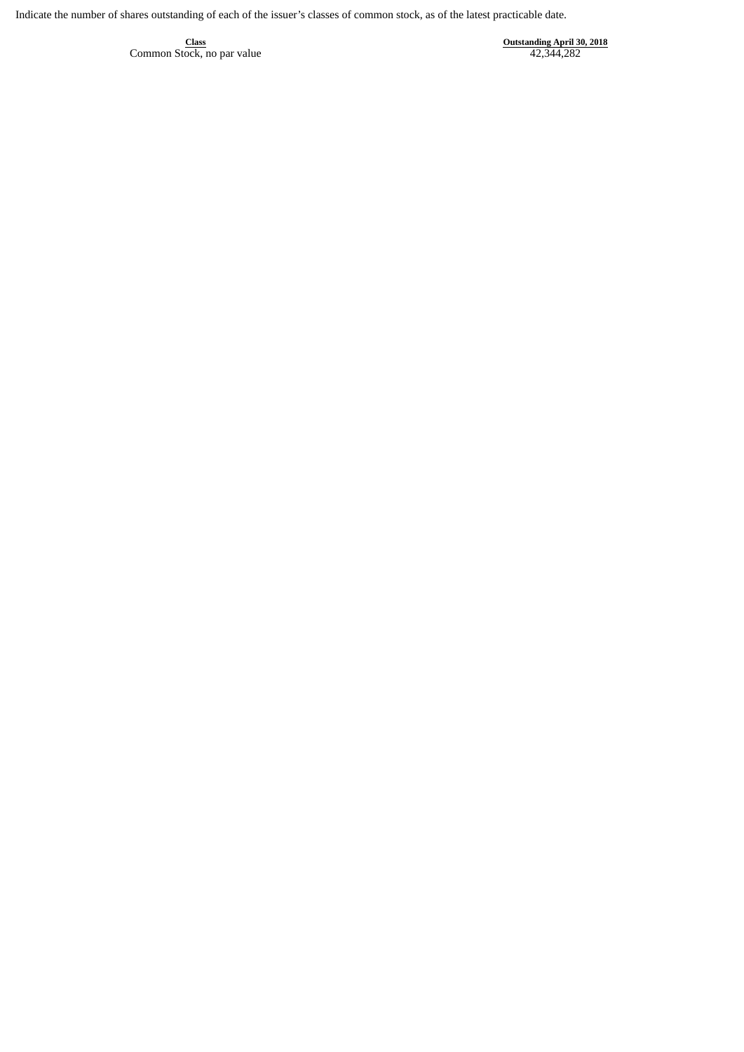Indicate the number of shares outstanding of each of the issuer's classes of common stock, as of the latest practicable date.

| Class | Outstanding April 30, 2018 |
| --- | --- |
| Common Stock, no par value | 42,344,282 |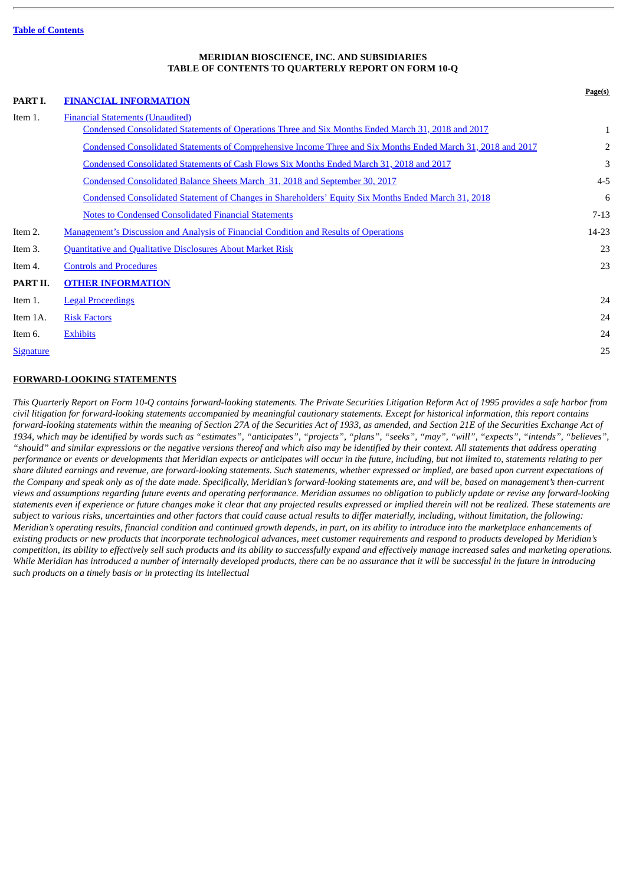Table of Contents

**MERIDIAN BIOSCIENCE, INC. AND SUBSIDIARIES**
**TABLE OF CONTENTS TO QUARTERLY REPORT ON FORM 10-Q**

| | | Page(s) |
|---|---|---|
| **PART I.** | **FINANCIAL INFORMATION** | |
| Item 1. | Financial Statements (Unaudited) | |
| | Condensed Consolidated Statements of Operations Three and Six Months Ended March 31, 2018 and 2017 | 1 |
| | Condensed Consolidated Statements of Comprehensive Income Three and Six Months Ended March 31, 2018 and 2017 | 2 |
| | Condensed Consolidated Statements of Cash Flows Six Months Ended March 31, 2018 and 2017 | 3 |
| | Condensed Consolidated Balance Sheets March 31, 2018 and September 30, 2017 | 4-5 |
| | Condensed Consolidated Statement of Changes in Shareholders' Equity Six Months Ended March 31, 2018 | 6 |
| | Notes to Condensed Consolidated Financial Statements | 7-13 |
| Item 2. | Management's Discussion and Analysis of Financial Condition and Results of Operations | 14-23 |
| Item 3. | Quantitative and Qualitative Disclosures About Market Risk | 23 |
| Item 4. | Controls and Procedures | 23 |
| **PART II.** | **OTHER INFORMATION** | |
| Item 1. | Legal Proceedings | 24 |
| Item 1A. | Risk Factors | 24 |
| Item 6. | Exhibits | 24 |
| Signature | | 25 |

**FORWARD-LOOKING STATEMENTS**

*This Quarterly Report on Form 10-Q contains forward-looking statements. The Private Securities Litigation Reform Act of 1995 provides a safe harbor from civil litigation for forward-looking statements accompanied by meaningful cautionary statements. Except for historical information, this report contains forward-looking statements within the meaning of Section 27A of the Securities Act of 1933, as amended, and Section 21E of the Securities Exchange Act of 1934, which may be identified by words such as "estimates", "anticipates", "projects", "plans", "seeks", "may", "will", "expects", "intends", "believes", "should" and similar expressions or the negative versions thereof and which also may be identified by their context. All statements that address operating performance or events or developments that Meridian expects or anticipates will occur in the future, including, but not limited to, statements relating to per share diluted earnings and revenue, are forward-looking statements. Such statements, whether expressed or implied, are based upon current expectations of the Company and speak only as of the date made. Specifically, Meridian's forward-looking statements are, and will be, based on management's then-current views and assumptions regarding future events and operating performance. Meridian assumes no obligation to publicly update or revise any forward-looking statements even if experience or future changes make it clear that any projected results expressed or implied therein will not be realized. These statements are subject to various risks, uncertainties and other factors that could cause actual results to differ materially, including, without limitation, the following: Meridian's operating results, financial condition and continued growth depends, in part, on its ability to introduce into the marketplace enhancements of existing products or new products that incorporate technological advances, meet customer requirements and respond to products developed by Meridian's competition, its ability to effectively sell such products and its ability to successfully expand and effectively manage increased sales and marketing operations. While Meridian has introduced a number of internally developed products, there can be no assurance that it will be successful in the future in introducing such products on a timely basis or in protecting its intellectual*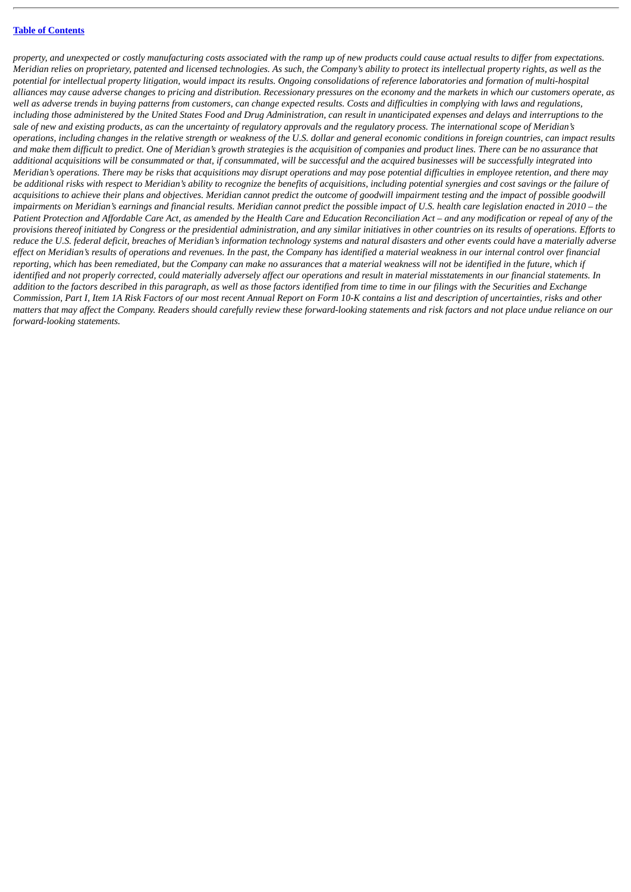*property, and unexpected or costly manufacturing costs associated with the ramp up of new products could cause actual results to differ from expectations. Meridian relies on proprietary, patented and licensed technologies. As such, the Company's ability to protect its intellectual property rights, as well as the potential for intellectual property litigation, would impact its results. Ongoing consolidations of reference laboratories and formation of multi-hospital alliances may cause adverse changes to pricing and distribution. Recessionary pressures on the economy and the markets in which our customers operate, as well as adverse trends in buying patterns from customers, can change expected results. Costs and difficulties in complying with laws and regulations, including those administered by the United States Food and Drug Administration, can result in unanticipated expenses and delays and interruptions to the sale of new and existing products, as can the uncertainty of regulatory approvals and the regulatory process. The international scope of Meridian's operations, including changes in the relative strength or weakness of the U.S. dollar and general economic conditions in foreign countries, can impact results and make them difficult to predict. One of Meridian's growth strategies is the acquisition of companies and product lines. There can be no assurance that additional acquisitions will be consummated or that, if consummated, will be successful and the acquired businesses will be successfully integrated into Meridian's operations. There may be risks that acquisitions may disrupt operations and may pose potential difficulties in employee retention, and there may be additional risks with respect to Meridian's ability to recognize the benefits of acquisitions, including potential synergies and cost savings or the failure of acquisitions to achieve their plans and objectives. Meridian cannot predict the outcome of goodwill impairment testing and the impact of possible goodwill impairments on Meridian's earnings and financial results. Meridian cannot predict the possible impact of U.S. health care legislation enacted in 2010 – the Patient Protection and Affordable Care Act, as amended by the Health Care and Education Reconciliation Act – and any modification or repeal of any of the provisions thereof initiated by Congress or the presidential administration, and any similar initiatives in other countries on its results of operations. Efforts to reduce the U.S. federal deficit, breaches of Meridian's information technology systems and natural disasters and other events could have a materially adverse effect on Meridian's results of operations and revenues. In the past, the Company has identified a material weakness in our internal control over financial reporting, which has been remediated, but the Company can make no assurances that a material weakness will not be identified in the future, which if identified and not properly corrected, could materially adversely affect our operations and result in material misstatements in our financial statements. In addition to the factors described in this paragraph, as well as those factors identified from time to time in our filings with the Securities and Exchange Commission, Part I, Item 1A Risk Factors of our most recent Annual Report on Form 10-K contains a list and description of uncertainties, risks and other matters that may affect the Company. Readers should carefully review these forward-looking statements and risk factors and not place undue reliance on our forward-looking statements.*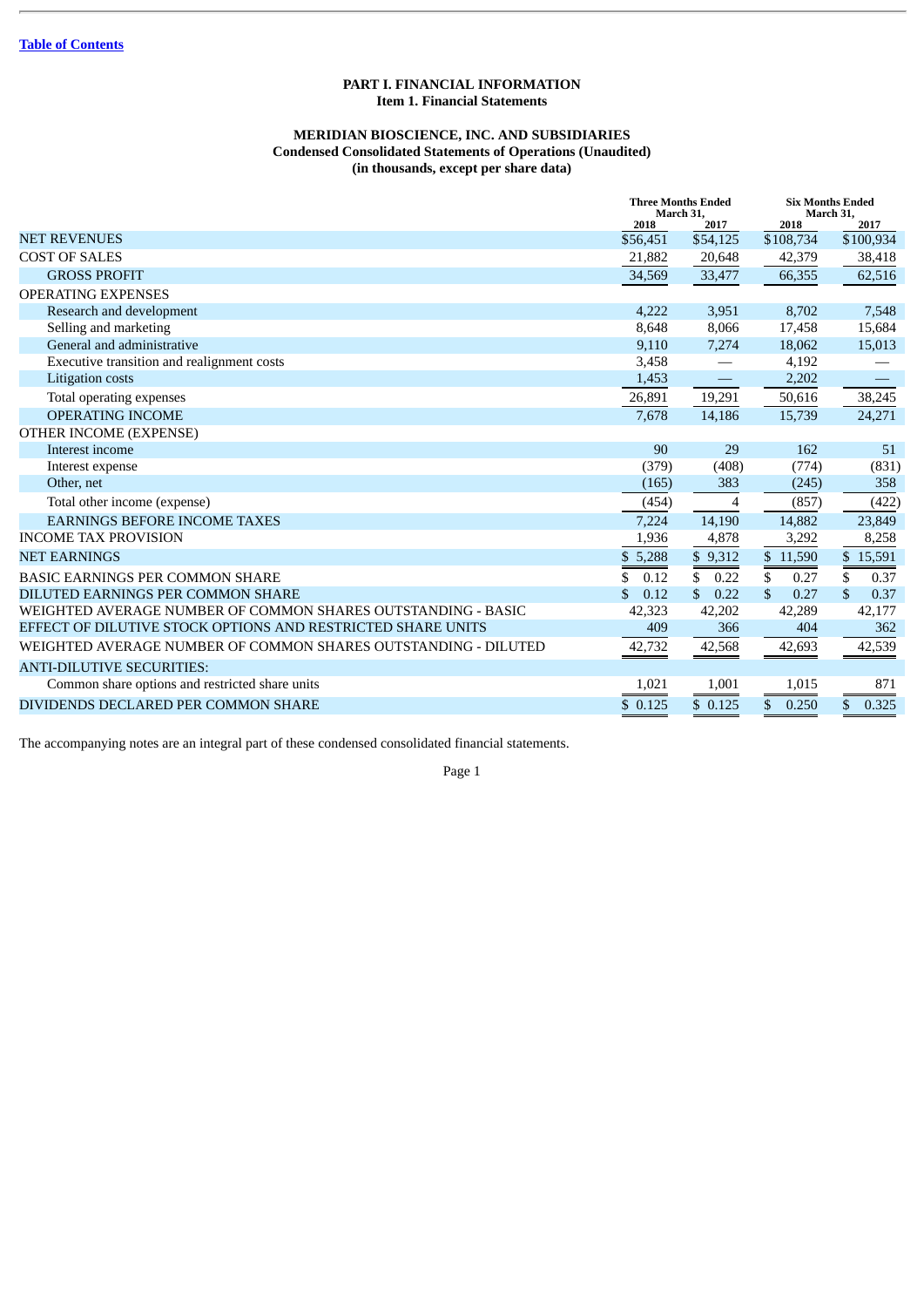[Table of Contents]

# PART I. FINANCIAL INFORMATION

## Item 1. Financial Statements

### MERIDIAN BIOSCIENCE, INC. AND SUBSIDIARIES
### Condensed Consolidated Statements of Operations (Unaudited)
### (in thousands, except per share data)

| | Three Months Ended March 31, | | Six Months Ended March 31, | |
|---|---|---|---|---|
| | 2018 | 2017 | 2018 | 2017 |
| NET REVENUES | $56,451 | $54,125 | $108,734 | $100,934 |
| COST OF SALES | 21,882 | 20,648 | 42,379 | 38,418 |
| GROSS PROFIT | 34,569 | 33,477 | 66,355 | 62,516 |
| OPERATING EXPENSES | | | | |
| Research and development | 4,222 | 3,951 | 8,702 | 7,548 |
| Selling and marketing | 8,648 | 8,066 | 17,458 | 15,684 |
| General and administrative | 9,110 | 7,274 | 18,062 | 15,013 |
| Executive transition and realignment costs | 3,458 | — | 4,192 | — |
| Litigation costs | 1,453 | — | 2,202 | — |
| Total operating expenses | 26,891 | 19,291 | 50,616 | 38,245 |
| OPERATING INCOME | 7,678 | 14,186 | 15,739 | 24,271 |
| OTHER INCOME (EXPENSE) | | | | |
| Interest income | 90 | 29 | 162 | 51 |
| Interest expense | (379) | (408) | (774) | (831) |
| Other, net | (165) | 383 | (245) | 358 |
| Total other income (expense) | (454) | 4 | (857) | (422) |
| EARNINGS BEFORE INCOME TAXES | 7,224 | 14,190 | 14,882 | 23,849 |
| INCOME TAX PROVISION | 1,936 | 4,878 | 3,292 | 8,258 |
| NET EARNINGS | $ 5,288 | $ 9,312 | $ 11,590 | $ 15,591 |
| BASIC EARNINGS PER COMMON SHARE | $ 0.12 | $ 0.22 | $ 0.27 | $ 0.37 |
| DILUTED EARNINGS PER COMMON SHARE | $ 0.12 | $ 0.22 | $ 0.27 | $ 0.37 |
| WEIGHTED AVERAGE NUMBER OF COMMON SHARES OUTSTANDING - BASIC | 42,323 | 42,202 | 42,289 | 42,177 |
| EFFECT OF DILUTIVE STOCK OPTIONS AND RESTRICTED SHARE UNITS | 409 | 366 | 404 | 362 |
| WEIGHTED AVERAGE NUMBER OF COMMON SHARES OUTSTANDING - DILUTED | 42,732 | 42,568 | 42,693 | 42,539 |
| ANTI-DILUTIVE SECURITIES: | | | | |
| Common share options and restricted share units | 1,021 | 1,001 | 1,015 | 871 |
| DIVIDENDS DECLARED PER COMMON SHARE | $ 0.125 | $ 0.125 | $ 0.250 | $ 0.325 |

The accompanying notes are an integral part of these condensed consolidated financial statements.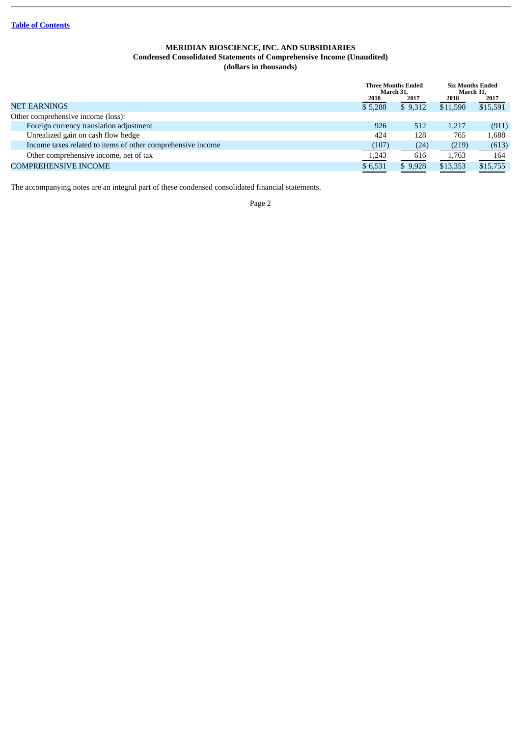[Table of Contents](#)

**MERIDIAN BIOSCIENCE, INC. AND SUBSIDIARIES**
**Condensed Consolidated Statements of Comprehensive Income (Unaudited)**
**(dollars in thousands)**

| | Three Months Ended March 31, | | Six Months Ended March 31, | |
|---|---|---|---|---|
| | 2018 | 2017 | 2018 | 2017 |
| NET EARNINGS | $ 5,288 | $ 9,312 | $11,590 | $15,591 |
| Other comprehensive income (loss): | | | | |
| Foreign currency translation adjustment | 926 | 512 | 1,217 | (911) |
| Unrealized gain on cash flow hedge | 424 | 128 | 765 | 1,688 |
| Income taxes related to items of other comprehensive income | (107) | (24) | (219) | (613) |
| Other comprehensive income, net of tax | 1,243 | 616 | 1,763 | 164 |
| COMPREHENSIVE INCOME | $ 6,531 | $ 9,928 | $13,353 | $15,755 |

The accompanying notes are an integral part of these condensed consolidated financial statements.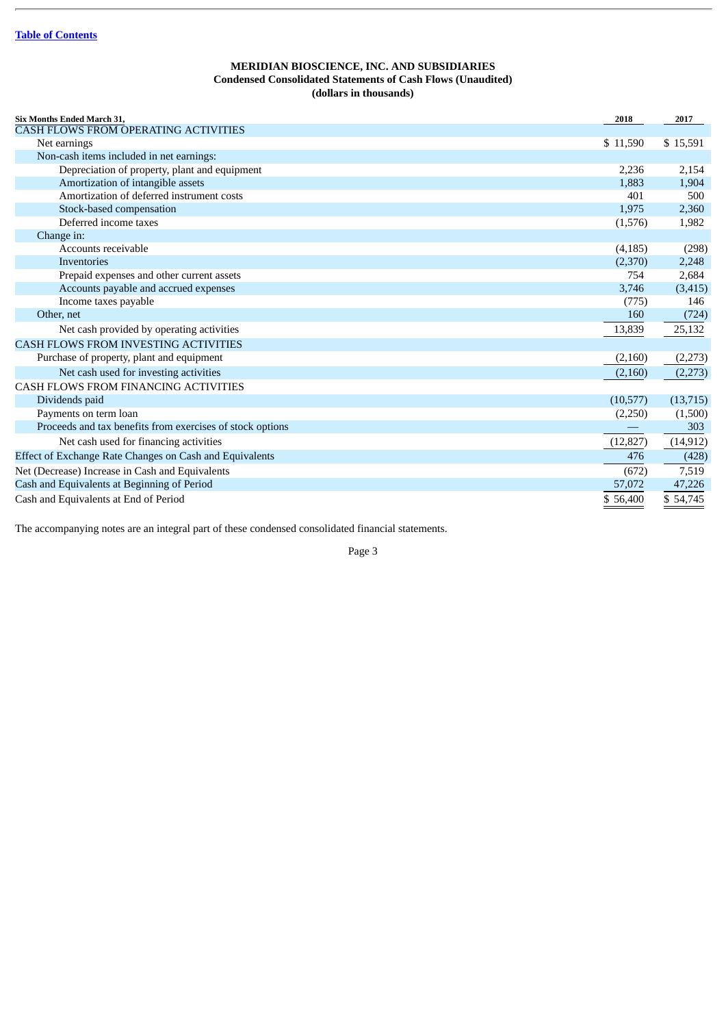**MERIDIAN BIOSCIENCE, INC. AND SUBSIDIARIES**
**Condensed Consolidated Statements of Cash Flows (Unaudited)**
**(dollars in thousands)**

| Six Months Ended March 31, | 2018 | 2017 |
|---|---|---|
| CASH FLOWS FROM OPERATING ACTIVITIES | | |
| Net earnings | $ 11,590 | $ 15,591 |
| Non-cash items included in net earnings: | | |
| Depreciation of property, plant and equipment | 2,236 | 2,154 |
| Amortization of intangible assets | 1,883 | 1,904 |
| Amortization of deferred instrument costs | 401 | 500 |
| Stock-based compensation | 1,975 | 2,360 |
| Deferred income taxes | (1,576) | 1,982 |
| Change in: | | |
| Accounts receivable | (4,185) | (298) |
| Inventories | (2,370) | 2,248 |
| Prepaid expenses and other current assets | 754 | 2,684 |
| Accounts payable and accrued expenses | 3,746 | (3,415) |
| Income taxes payable | (775) | 146 |
| Other, net | 160 | (724) |
| Net cash provided by operating activities | 13,839 | 25,132 |
| CASH FLOWS FROM INVESTING ACTIVITIES | | |
| Purchase of property, plant and equipment | (2,160) | (2,273) |
| Net cash used for investing activities | (2,160) | (2,273) |
| CASH FLOWS FROM FINANCING ACTIVITIES | | |
| Dividends paid | (10,577) | (13,715) |
| Payments on term loan | (2,250) | (1,500) |
| Proceeds and tax benefits from exercises of stock options | — | 303 |
| Net cash used for financing activities | (12,827) | (14,912) |
| Effect of Exchange Rate Changes on Cash and Equivalents | 476 | (428) |
| Net (Decrease) Increase in Cash and Equivalents | (672) | 7,519 |
| Cash and Equivalents at Beginning of Period | 57,072 | 47,226 |
| Cash and Equivalents at End of Period | $ 56,400 | $ 54,745 |

The accompanying notes are an integral part of these condensed consolidated financial statements.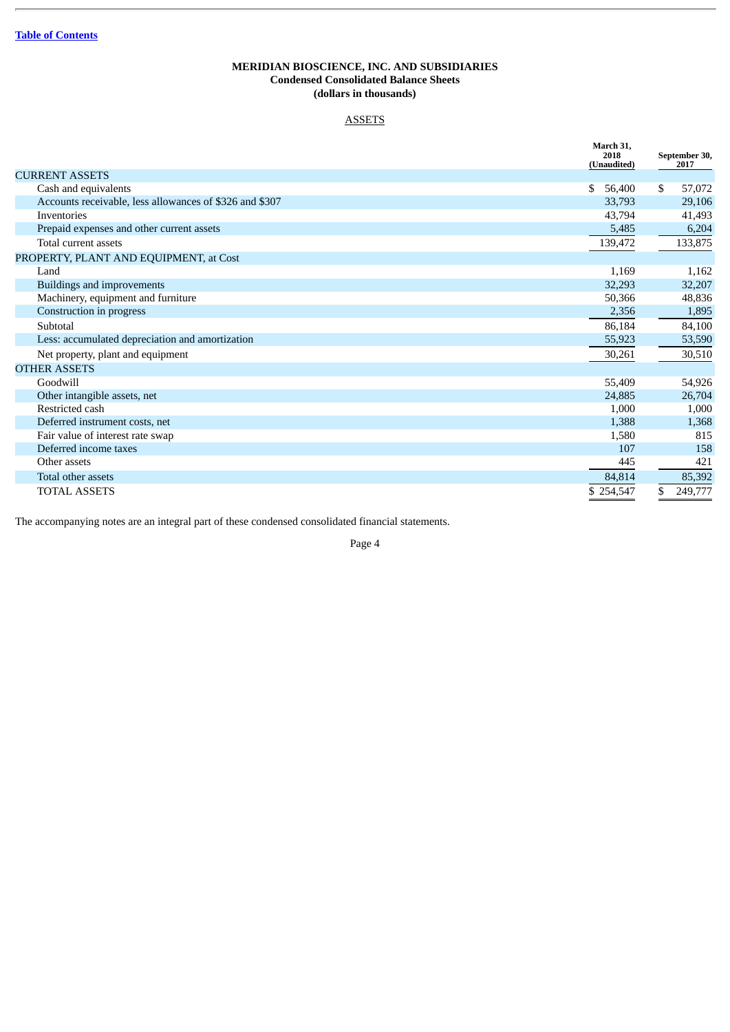[Table of Contents](#)

**MERIDIAN BIOSCIENCE, INC. AND SUBSIDIARIES**
**Condensed Consolidated Balance Sheets**
**(dollars in thousands)**

ASSETS

| | March 31, 2018 (Unaudited) | September 30, 2017 |
|---|---|---|
| CURRENT ASSETS | | |
| Cash and equivalents | $ 56,400 | $ 57,072 |
| Accounts receivable, less allowances of $326 and $307 | 33,793 | 29,106 |
| Inventories | 43,794 | 41,493 |
| Prepaid expenses and other current assets | 5,485 | 6,204 |
| Total current assets | 139,472 | 133,875 |
| PROPERTY, PLANT AND EQUIPMENT, at Cost | | |
| Land | 1,169 | 1,162 |
| Buildings and improvements | 32,293 | 32,207 |
| Machinery, equipment and furniture | 50,366 | 48,836 |
| Construction in progress | 2,356 | 1,895 |
| Subtotal | 86,184 | 84,100 |
| Less: accumulated depreciation and amortization | 55,923 | 53,590 |
| Net property, plant and equipment | 30,261 | 30,510 |
| OTHER ASSETS | | |
| Goodwill | 55,409 | 54,926 |
| Other intangible assets, net | 24,885 | 26,704 |
| Restricted cash | 1,000 | 1,000 |
| Deferred instrument costs, net | 1,388 | 1,368 |
| Fair value of interest rate swap | 1,580 | 815 |
| Deferred income taxes | 107 | 158 |
| Other assets | 445 | 421 |
| Total other assets | 84,814 | 85,392 |
| TOTAL ASSETS | $ 254,547 | $ 249,777 |

The accompanying notes are an integral part of these condensed consolidated financial statements.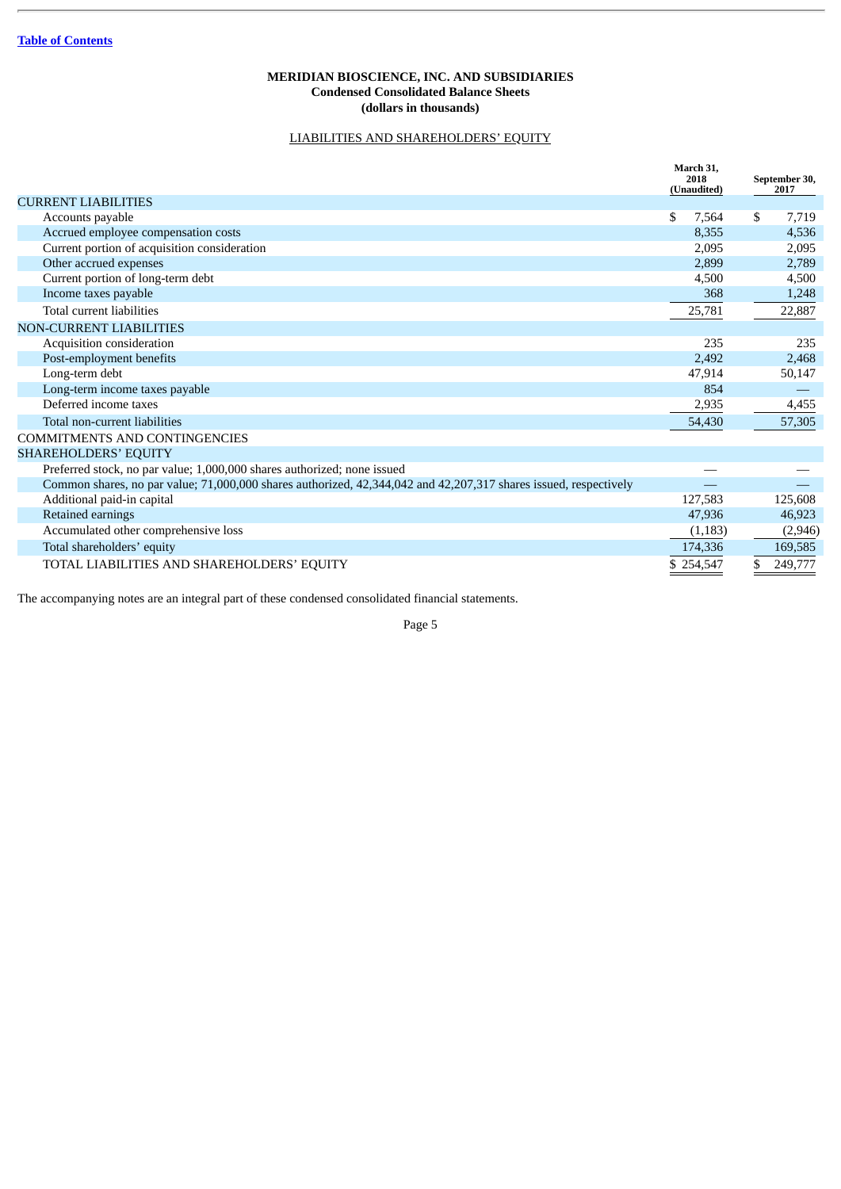Table of Contents

**MERIDIAN BIOSCIENCE, INC. AND SUBSIDIARIES**
**Condensed Consolidated Balance Sheets**
**(dollars in thousands)**

LIABILITIES AND SHAREHOLDERS' EQUITY

| | March 31, 2018 (Unaudited) | September 30, 2017 |
|---|---|---|
| CURRENT LIABILITIES | | |
| Accounts payable | $ 7,564 | $ 7,719 |
| Accrued employee compensation costs | 8,355 | 4,536 |
| Current portion of acquisition consideration | 2,095 | 2,095 |
| Other accrued expenses | 2,899 | 2,789 |
| Current portion of long-term debt | 4,500 | 4,500 |
| Income taxes payable | 368 | 1,248 |
| Total current liabilities | 25,781 | 22,887 |
| NON-CURRENT LIABILITIES | | |
| Acquisition consideration | 235 | 235 |
| Post-employment benefits | 2,492 | 2,468 |
| Long-term debt | 47,914 | 50,147 |
| Long-term income taxes payable | 854 | — |
| Deferred income taxes | 2,935 | 4,455 |
| Total non-current liabilities | 54,430 | 57,305 |
| COMMITMENTS AND CONTINGENCIES | | |
| SHAREHOLDERS' EQUITY | | |
| Preferred stock, no par value; 1,000,000 shares authorized; none issued | — | — |
| Common shares, no par value; 71,000,000 shares authorized, 42,344,042 and 42,207,317 shares issued, respectively | — | — |
| Additional paid-in capital | 127,583 | 125,608 |
| Retained earnings | 47,936 | 46,923 |
| Accumulated other comprehensive loss | (1,183) | (2,946) |
| Total shareholders' equity | 174,336 | 169,585 |
| TOTAL LIABILITIES AND SHAREHOLDERS' EQUITY | $ 254,547 | $ 249,777 |

The accompanying notes are an integral part of these condensed consolidated financial statements.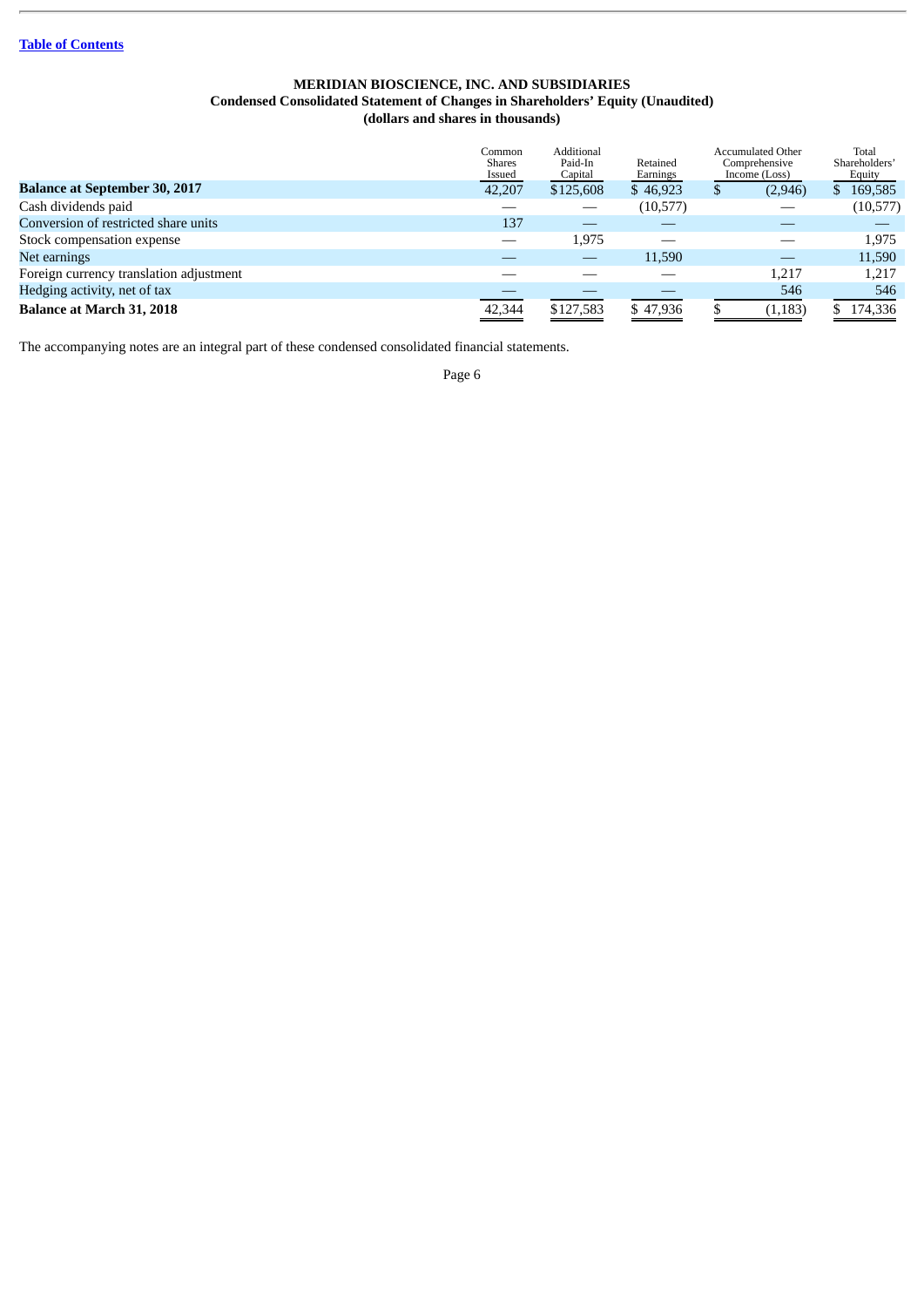**MERIDIAN BIOSCIENCE, INC. AND SUBSIDIARIES**
**Condensed Consolidated Statement of Changes in Shareholders' Equity (Unaudited)**
**(dollars and shares in thousands)**

| | Common Shares Issued | Additional Paid-In Capital | Retained Earnings | Accumulated Other Comprehensive Income (Loss) | Total Shareholders' Equity |
|---|---|---|---|---|---|
| **Balance at September 30, 2017** | 42,207 | $125,608 | $ 46,923 | $ (2,946) | $ 169,585 |
| Cash dividends paid | — | — | (10,577) | — | (10,577) |
| Conversion of restricted share units | 137 | — | — | — | — |
| Stock compensation expense | — | 1,975 | — | — | 1,975 |
| Net earnings | — | — | 11,590 | — | 11,590 |
| Foreign currency translation adjustment | — | — | — | 1,217 | 1,217 |
| Hedging activity, net of tax | — | — | — | 546 | 546 |
| **Balance at March 31, 2018** | 42,344 | $127,583 | $ 47,936 | $ (1,183) | $ 174,336 |

The accompanying notes are an integral part of these condensed consolidated financial statements.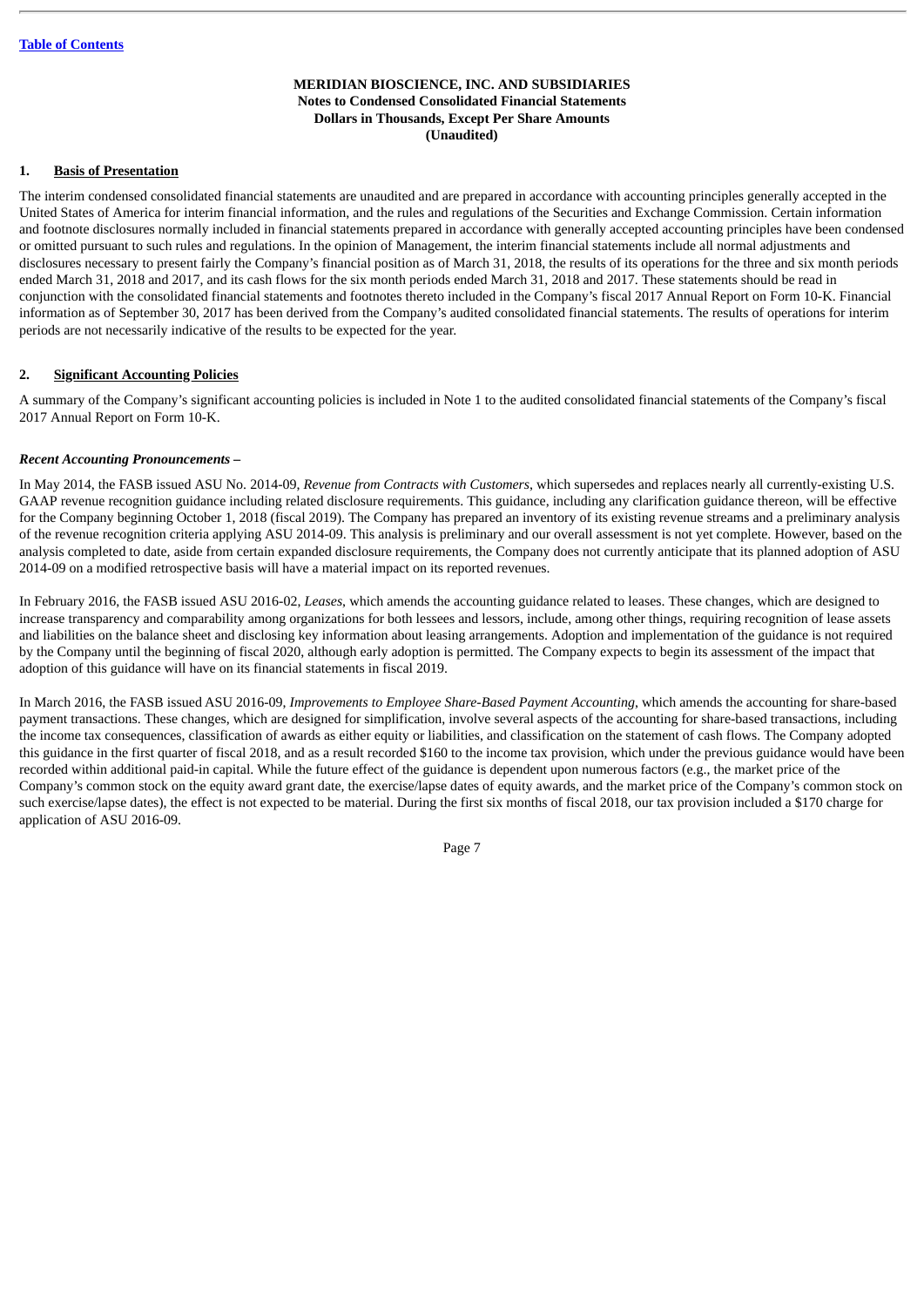**MERIDIAN BIOSCIENCE, INC. AND SUBSIDIARIES**
**Notes to Condensed Consolidated Financial Statements**
**Dollars in Thousands, Except Per Share Amounts**
**(Unaudited)**

## 1. Basis of Presentation

The interim condensed consolidated financial statements are unaudited and are prepared in accordance with accounting principles generally accepted in the United States of America for interim financial information, and the rules and regulations of the Securities and Exchange Commission. Certain information and footnote disclosures normally included in financial statements prepared in accordance with generally accepted accounting principles have been condensed or omitted pursuant to such rules and regulations. In the opinion of Management, the interim financial statements include all normal adjustments and disclosures necessary to present fairly the Company's financial position as of March 31, 2018, the results of its operations for the three and six month periods ended March 31, 2018 and 2017, and its cash flows for the six month periods ended March 31, 2018 and 2017. These statements should be read in conjunction with the consolidated financial statements and footnotes thereto included in the Company's fiscal 2017 Annual Report on Form 10-K. Financial information as of September 30, 2017 has been derived from the Company's audited consolidated financial statements. The results of operations for interim periods are not necessarily indicative of the results to be expected for the year.

## 2. Significant Accounting Policies

A summary of the Company's significant accounting policies is included in Note 1 to the audited consolidated financial statements of the Company's fiscal 2017 Annual Report on Form 10-K.

***Recent Accounting Pronouncements –***

In May 2014, the FASB issued ASU No. 2014-09, *Revenue from Contracts with Customers*, which supersedes and replaces nearly all currently-existing U.S. GAAP revenue recognition guidance including related disclosure requirements. This guidance, including any clarification guidance thereon, will be effective for the Company beginning October 1, 2018 (fiscal 2019). The Company has prepared an inventory of its existing revenue streams and a preliminary analysis of the revenue recognition criteria applying ASU 2014-09. This analysis is preliminary and our overall assessment is not yet complete. However, based on the analysis completed to date, aside from certain expanded disclosure requirements, the Company does not currently anticipate that its planned adoption of ASU 2014-09 on a modified retrospective basis will have a material impact on its reported revenues.

In February 2016, the FASB issued ASU 2016-02, *Leases*, which amends the accounting guidance related to leases. These changes, which are designed to increase transparency and comparability among organizations for both lessees and lessors, include, among other things, requiring recognition of lease assets and liabilities on the balance sheet and disclosing key information about leasing arrangements. Adoption and implementation of the guidance is not required by the Company until the beginning of fiscal 2020, although early adoption is permitted. The Company expects to begin its assessment of the impact that adoption of this guidance will have on its financial statements in fiscal 2019.

In March 2016, the FASB issued ASU 2016-09, *Improvements to Employee Share-Based Payment Accounting*, which amends the accounting for share-based payment transactions. These changes, which are designed for simplification, involve several aspects of the accounting for share-based transactions, including the income tax consequences, classification of awards as either equity or liabilities, and classification on the statement of cash flows. The Company adopted this guidance in the first quarter of fiscal 2018, and as a result recorded $160 to the income tax provision, which under the previous guidance would have been recorded within additional paid-in capital. While the future effect of the guidance is dependent upon numerous factors (e.g., the market price of the Company's common stock on the equity award grant date, the exercise/lapse dates of equity awards, and the market price of the Company's common stock on such exercise/lapse dates), the effect is not expected to be material. During the first six months of fiscal 2018, our tax provision included a $170 charge for application of ASU 2016-09.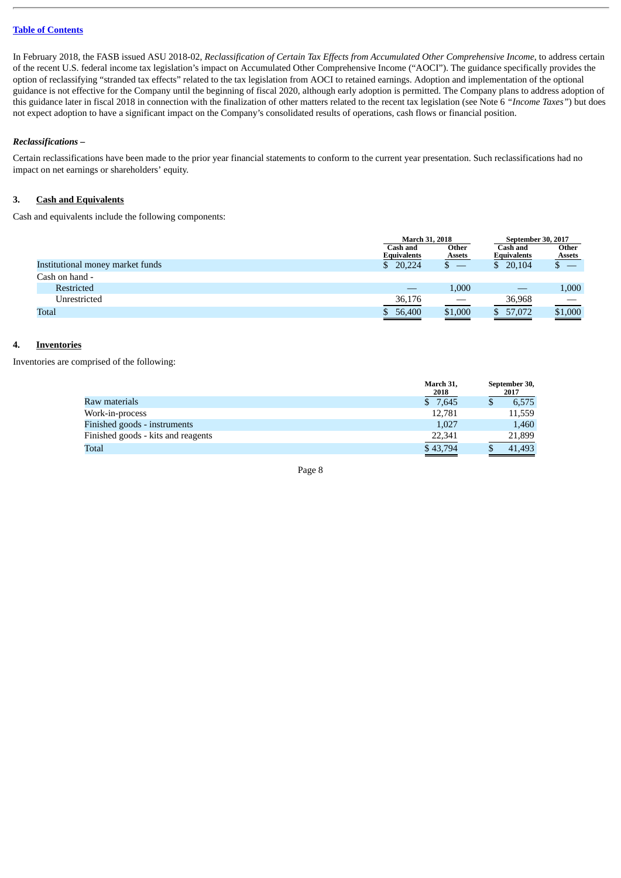In February 2018, the FASB issued ASU 2018-02, *Reclassification of Certain Tax Effects from Accumulated Other Comprehensive Income*, to address certain of the recent U.S. federal income tax legislation's impact on Accumulated Other Comprehensive Income ("AOCI"). The guidance specifically provides the option of reclassifying "stranded tax effects" related to the tax legislation from AOCI to retained earnings. Adoption and implementation of the optional guidance is not effective for the Company until the beginning of fiscal 2020, although early adoption is permitted. The Company plans to address adoption of this guidance later in fiscal 2018 in connection with the finalization of other matters related to the recent tax legislation (see Note 6 *"Income Taxes"*) but does not expect adoption to have a significant impact on the Company's consolidated results of operations, cash flows or financial position.

***Reclassifications –***

Certain reclassifications have been made to the prior year financial statements to conform to the current year presentation. Such reclassifications had no impact on net earnings or shareholders' equity.

## 3. Cash and Equivalents

Cash and equivalents include the following components:

| | March 31, 2018 | | September 30, 2017 | |
|---|---|---|---|---|
| | Cash and Equivalents | Other Assets | Cash and Equivalents | Other Assets |
| Institutional money market funds | $ 20,224 | $ — | $ 20,104 | $ — |
| Cash on hand - | | | | |
| Restricted | — | 1,000 | — | 1,000 |
| Unrestricted | 36,176 | — | 36,968 | — |
| Total | $ 56,400 | $1,000 | $ 57,072 | $1,000 |

## 4. Inventories

Inventories are comprised of the following:

| | March 31, 2018 | September 30, 2017 |
|---|---|---|
| Raw materials | $ 7,645 | $ 6,575 |
| Work-in-process | 12,781 | 11,559 |
| Finished goods - instruments | 1,027 | 1,460 |
| Finished goods - kits and reagents | 22,341 | 21,899 |
| Total | $ 43,794 | $ 41,493 |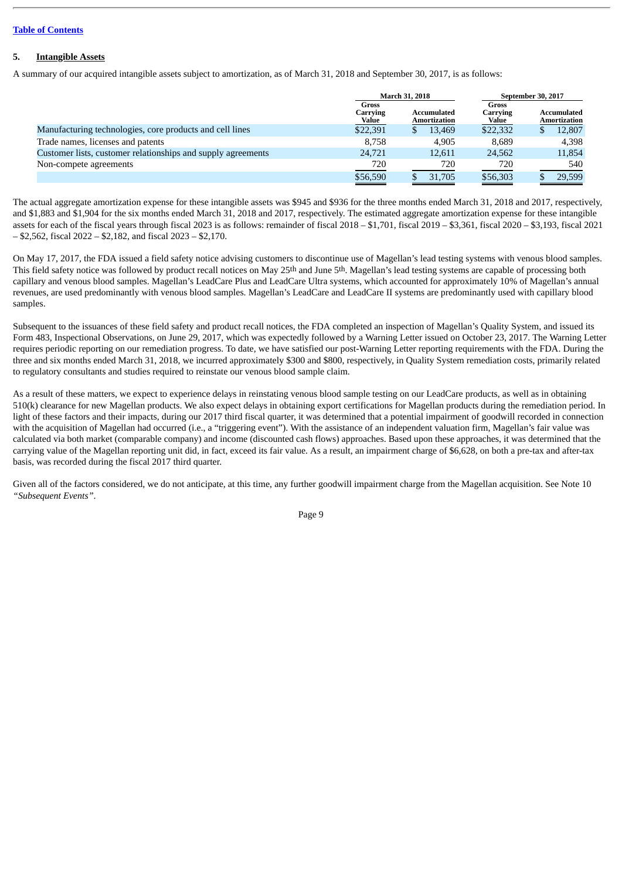## 5. Intangible Assets

A summary of our acquired intangible assets subject to amortization, as of March 31, 2018 and September 30, 2017, is as follows:

| | March 31, 2018 | | September 30, 2017 | |
|---|---|---|---|---|
| | Gross Carrying Value | Accumulated Amortization | Gross Carrying Value | Accumulated Amortization |
| Manufacturing technologies, core products and cell lines | $22,391 | $ 13,469 | $22,332 | $ 12,807 |
| Trade names, licenses and patents | 8,758 | 4,905 | 8,689 | 4,398 |
| Customer lists, customer relationships and supply agreements | 24,721 | 12,611 | 24,562 | 11,854 |
| Non-compete agreements | 720 | 720 | 720 | 540 |
| | $56,590 | $ 31,705 | $56,303 | $ 29,599 |

The actual aggregate amortization expense for these intangible assets was $945 and $936 for the three months ended March 31, 2018 and 2017, respectively, and $1,883 and $1,904 for the six months ended March 31, 2018 and 2017, respectively. The estimated aggregate amortization expense for these intangible assets for each of the fiscal years through fiscal 2023 is as follows: remainder of fiscal 2018 – $1,701, fiscal 2019 – $3,361, fiscal 2020 – $3,193, fiscal 2021 – $2,562, fiscal 2022 – $2,182, and fiscal 2023 – $2,170.

On May 17, 2017, the FDA issued a field safety notice advising customers to discontinue use of Magellan's lead testing systems with venous blood samples. This field safety notice was followed by product recall notices on May 25th and June 5th. Magellan's lead testing systems are capable of processing both capillary and venous blood samples. Magellan's LeadCare Plus and LeadCare Ultra systems, which accounted for approximately 10% of Magellan's annual revenues, are used predominantly with venous blood samples. Magellan's LeadCare and LeadCare II systems are predominantly used with capillary blood samples.

Subsequent to the issuances of these field safety and product recall notices, the FDA completed an inspection of Magellan's Quality System, and issued its Form 483, Inspectional Observations, on June 29, 2017, which was expectedly followed by a Warning Letter issued on October 23, 2017. The Warning Letter requires periodic reporting on our remediation progress. To date, we have satisfied our post-Warning Letter reporting requirements with the FDA. During the three and six months ended March 31, 2018, we incurred approximately $300 and $800, respectively, in Quality System remediation costs, primarily related to regulatory consultants and studies required to reinstate our venous blood sample claim.

As a result of these matters, we expect to experience delays in reinstating venous blood sample testing on our LeadCare products, as well as in obtaining 510(k) clearance for new Magellan products. We also expect delays in obtaining export certifications for Magellan products during the remediation period. In light of these factors and their impacts, during our 2017 third fiscal quarter, it was determined that a potential impairment of goodwill recorded in connection with the acquisition of Magellan had occurred (i.e., a "triggering event"). With the assistance of an independent valuation firm, Magellan's fair value was calculated via both market (comparable company) and income (discounted cash flows) approaches. Based upon these approaches, it was determined that the carrying value of the Magellan reporting unit did, in fact, exceed its fair value. As a result, an impairment charge of $6,628, on both a pre-tax and after-tax basis, was recorded during the fiscal 2017 third quarter.

Given all of the factors considered, we do not anticipate, at this time, any further goodwill impairment charge from the Magellan acquisition. See Note 10 *"Subsequent Events"*.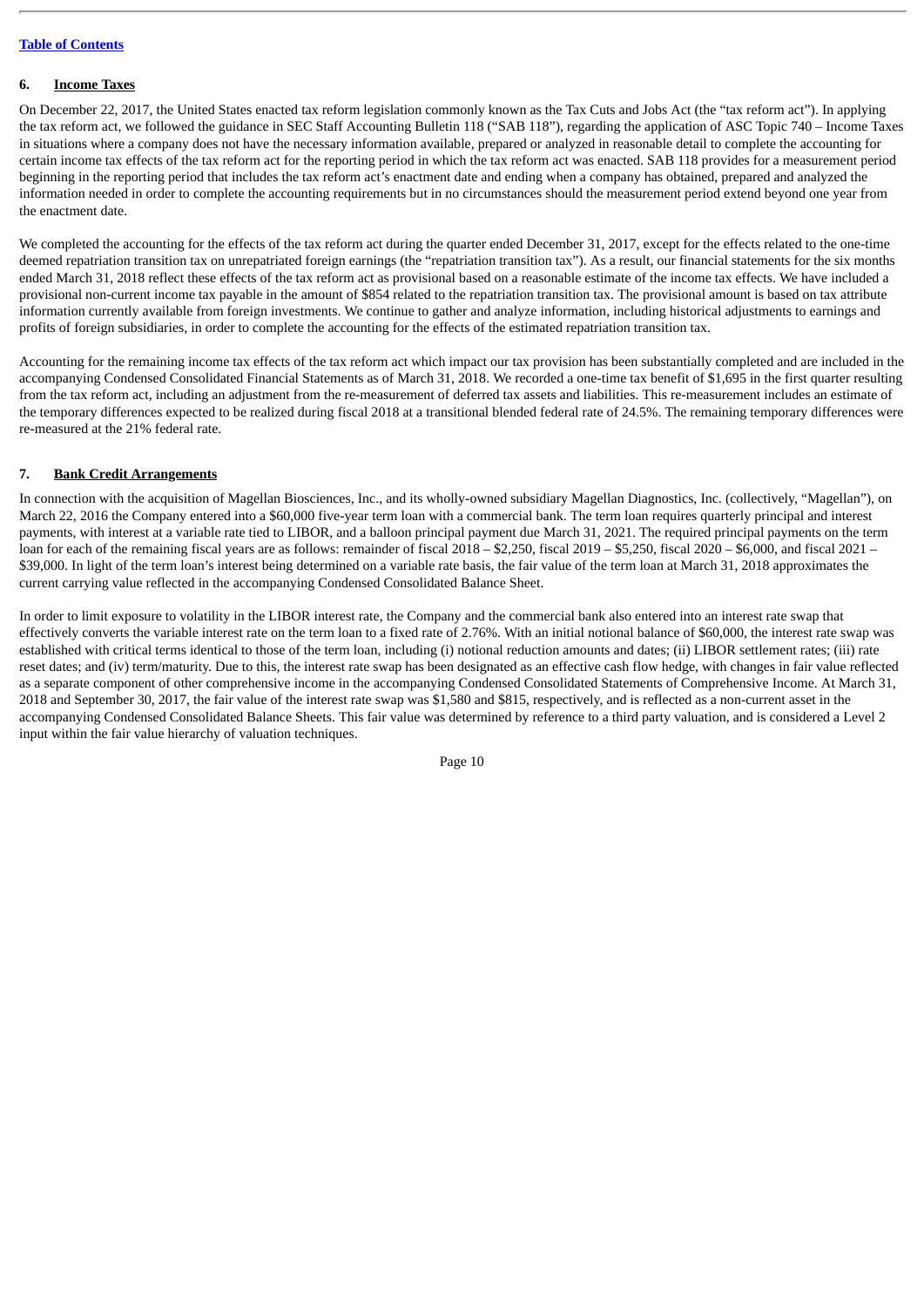## 6. Income Taxes

On December 22, 2017, the United States enacted tax reform legislation commonly known as the Tax Cuts and Jobs Act (the "tax reform act"). In applying the tax reform act, we followed the guidance in SEC Staff Accounting Bulletin 118 ("SAB 118"), regarding the application of ASC Topic 740 – Income Taxes in situations where a company does not have the necessary information available, prepared or analyzed in reasonable detail to complete the accounting for certain income tax effects of the tax reform act for the reporting period in which the tax reform act was enacted. SAB 118 provides for a measurement period beginning in the reporting period that includes the tax reform act's enactment date and ending when a company has obtained, prepared and analyzed the information needed in order to complete the accounting requirements but in no circumstances should the measurement period extend beyond one year from the enactment date.

We completed the accounting for the effects of the tax reform act during the quarter ended December 31, 2017, except for the effects related to the one-time deemed repatriation transition tax on unrepatriated foreign earnings (the "repatriation transition tax"). As a result, our financial statements for the six months ended March 31, 2018 reflect these effects of the tax reform act as provisional based on a reasonable estimate of the income tax effects. We have included a provisional non-current income tax payable in the amount of $854 related to the repatriation transition tax. The provisional amount is based on tax attribute information currently available from foreign investments. We continue to gather and analyze information, including historical adjustments to earnings and profits of foreign subsidiaries, in order to complete the accounting for the effects of the estimated repatriation transition tax.

Accounting for the remaining income tax effects of the tax reform act which impact our tax provision has been substantially completed and are included in the accompanying Condensed Consolidated Financial Statements as of March 31, 2018. We recorded a one-time tax benefit of $1,695 in the first quarter resulting from the tax reform act, including an adjustment from the re-measurement of deferred tax assets and liabilities. This re-measurement includes an estimate of the temporary differences expected to be realized during fiscal 2018 at a transitional blended federal rate of 24.5%. The remaining temporary differences were re-measured at the 21% federal rate.

## 7. Bank Credit Arrangements

In connection with the acquisition of Magellan Biosciences, Inc., and its wholly-owned subsidiary Magellan Diagnostics, Inc. (collectively, "Magellan"), on March 22, 2016 the Company entered into a $60,000 five-year term loan with a commercial bank. The term loan requires quarterly principal and interest payments, with interest at a variable rate tied to LIBOR, and a balloon principal payment due March 31, 2021. The required principal payments on the term loan for each of the remaining fiscal years are as follows: remainder of fiscal 2018 – $2,250, fiscal 2019 – $5,250, fiscal 2020 – $6,000, and fiscal 2021 – $39,000. In light of the term loan's interest being determined on a variable rate basis, the fair value of the term loan at March 31, 2018 approximates the current carrying value reflected in the accompanying Condensed Consolidated Balance Sheet.

In order to limit exposure to volatility in the LIBOR interest rate, the Company and the commercial bank also entered into an interest rate swap that effectively converts the variable interest rate on the term loan to a fixed rate of 2.76%. With an initial notional balance of $60,000, the interest rate swap was established with critical terms identical to those of the term loan, including (i) notional reduction amounts and dates; (ii) LIBOR settlement rates; (iii) rate reset dates; and (iv) term/maturity. Due to this, the interest rate swap has been designated as an effective cash flow hedge, with changes in fair value reflected as a separate component of other comprehensive income in the accompanying Condensed Consolidated Statements of Comprehensive Income. At March 31, 2018 and September 30, 2017, the fair value of the interest rate swap was $1,580 and $815, respectively, and is reflected as a non-current asset in the accompanying Condensed Consolidated Balance Sheets. This fair value was determined by reference to a third party valuation, and is considered a Level 2 input within the fair value hierarchy of valuation techniques.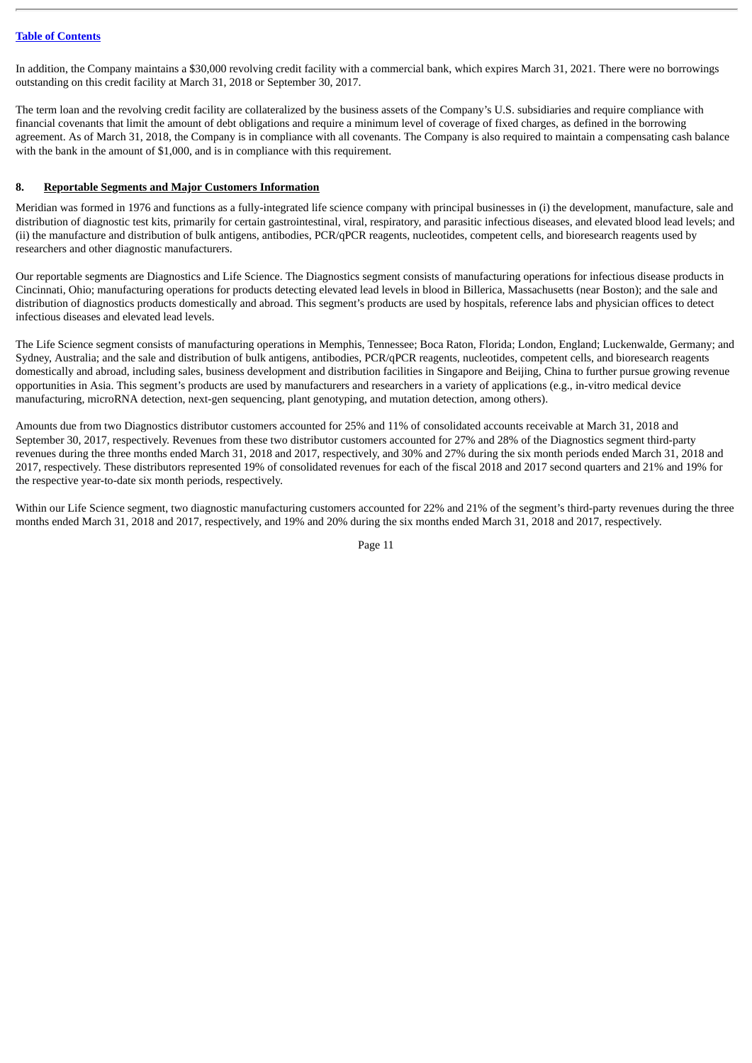In addition, the Company maintains a $30,000 revolving credit facility with a commercial bank, which expires March 31, 2021. There were no borrowings outstanding on this credit facility at March 31, 2018 or September 30, 2017.

The term loan and the revolving credit facility are collateralized by the business assets of the Company's U.S. subsidiaries and require compliance with financial covenants that limit the amount of debt obligations and require a minimum level of coverage of fixed charges, as defined in the borrowing agreement. As of March 31, 2018, the Company is in compliance with all covenants. The Company is also required to maintain a compensating cash balance with the bank in the amount of $1,000, and is in compliance with this requirement.

## 8. Reportable Segments and Major Customers Information

Meridian was formed in 1976 and functions as a fully-integrated life science company with principal businesses in (i) the development, manufacture, sale and distribution of diagnostic test kits, primarily for certain gastrointestinal, viral, respiratory, and parasitic infectious diseases, and elevated blood lead levels; and (ii) the manufacture and distribution of bulk antigens, antibodies, PCR/qPCR reagents, nucleotides, competent cells, and bioresearch reagents used by researchers and other diagnostic manufacturers.

Our reportable segments are Diagnostics and Life Science. The Diagnostics segment consists of manufacturing operations for infectious disease products in Cincinnati, Ohio; manufacturing operations for products detecting elevated lead levels in blood in Billerica, Massachusetts (near Boston); and the sale and distribution of diagnostics products domestically and abroad. This segment's products are used by hospitals, reference labs and physician offices to detect infectious diseases and elevated lead levels.

The Life Science segment consists of manufacturing operations in Memphis, Tennessee; Boca Raton, Florida; London, England; Luckenwalde, Germany; and Sydney, Australia; and the sale and distribution of bulk antigens, antibodies, PCR/qPCR reagents, nucleotides, competent cells, and bioresearch reagents domestically and abroad, including sales, business development and distribution facilities in Singapore and Beijing, China to further pursue growing revenue opportunities in Asia. This segment's products are used by manufacturers and researchers in a variety of applications (e.g., in-vitro medical device manufacturing, microRNA detection, next-gen sequencing, plant genotyping, and mutation detection, among others).

Amounts due from two Diagnostics distributor customers accounted for 25% and 11% of consolidated accounts receivable at March 31, 2018 and September 30, 2017, respectively. Revenues from these two distributor customers accounted for 27% and 28% of the Diagnostics segment third-party revenues during the three months ended March 31, 2018 and 2017, respectively, and 30% and 27% during the six month periods ended March 31, 2018 and 2017, respectively. These distributors represented 19% of consolidated revenues for each of the fiscal 2018 and 2017 second quarters and 21% and 19% for the respective year-to-date six month periods, respectively.

Within our Life Science segment, two diagnostic manufacturing customers accounted for 22% and 21% of the segment's third-party revenues during the three months ended March 31, 2018 and 2017, respectively, and 19% and 20% during the six months ended March 31, 2018 and 2017, respectively.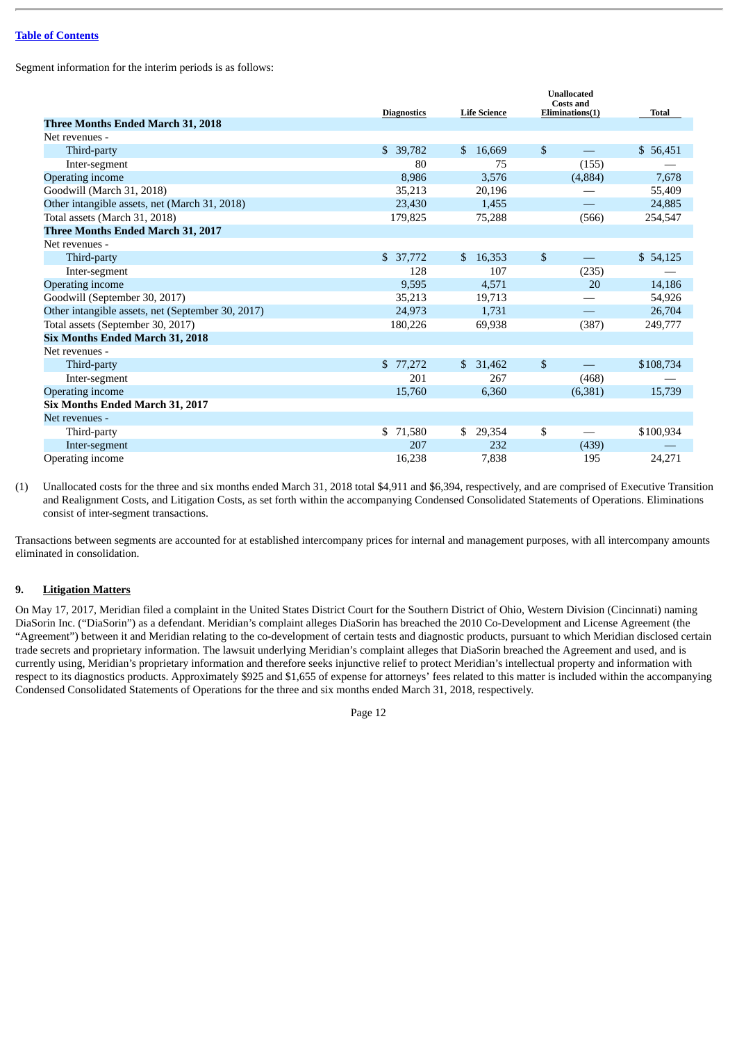Segment information for the interim periods is as follows:

| | Diagnostics | Life Science | Unallocated Costs and Eliminations(1) | Total |
|---|---|---|---|---|
| **Three Months Ended March 31, 2018** | | | | |
| Net revenues - | | | | |
| Third-party | $ 39,782 | $ 16,669 | $ — | $ 56,451 |
| Inter-segment | 80 | 75 | (155) | — |
| Operating income | 8,986 | 3,576 | (4,884) | 7,678 |
| Goodwill (March 31, 2018) | 35,213 | 20,196 | — | 55,409 |
| Other intangible assets, net (March 31, 2018) | 23,430 | 1,455 | — | 24,885 |
| Total assets (March 31, 2018) | 179,825 | 75,288 | (566) | 254,547 |
| **Three Months Ended March 31, 2017** | | | | |
| Net revenues - | | | | |
| Third-party | $ 37,772 | $ 16,353 | $ — | $ 54,125 |
| Inter-segment | 128 | 107 | (235) | — |
| Operating income | 9,595 | 4,571 | 20 | 14,186 |
| Goodwill (September 30, 2017) | 35,213 | 19,713 | — | 54,926 |
| Other intangible assets, net (September 30, 2017) | 24,973 | 1,731 | — | 26,704 |
| Total assets (September 30, 2017) | 180,226 | 69,938 | (387) | 249,777 |
| **Six Months Ended March 31, 2018** | | | | |
| Net revenues - | | | | |
| Third-party | $ 77,272 | $ 31,462 | $ — | $108,734 |
| Inter-segment | 201 | 267 | (468) | — |
| Operating income | 15,760 | 6,360 | (6,381) | 15,739 |
| **Six Months Ended March 31, 2017** | | | | |
| Net revenues - | | | | |
| Third-party | $ 71,580 | $ 29,354 | $ — | $100,934 |
| Inter-segment | 207 | 232 | (439) | — |
| Operating income | 16,238 | 7,838 | 195 | 24,271 |

(1) Unallocated costs for the three and six months ended March 31, 2018 total $4,911 and $6,394, respectively, and are comprised of Executive Transition and Realignment Costs, and Litigation Costs, as set forth within the accompanying Condensed Consolidated Statements of Operations. Eliminations consist of inter-segment transactions.

Transactions between segments are accounted for at established intercompany prices for internal and management purposes, with all intercompany amounts eliminated in consolidation.

## 9. Litigation Matters

On May 17, 2017, Meridian filed a complaint in the United States District Court for the Southern District of Ohio, Western Division (Cincinnati) naming DiaSorin Inc. ("DiaSorin") as a defendant. Meridian's complaint alleges DiaSorin has breached the 2010 Co-Development and License Agreement (the "Agreement") between it and Meridian relating to the co-development of certain tests and diagnostic products, pursuant to which Meridian disclosed certain trade secrets and proprietary information. The lawsuit underlying Meridian's complaint alleges that DiaSorin breached the Agreement and used, and is currently using, Meridian's proprietary information and therefore seeks injunctive relief to protect Meridian's intellectual property and information with respect to its diagnostics products. Approximately $925 and $1,655 of expense for attorneys' fees related to this matter is included within the accompanying Condensed Consolidated Statements of Operations for the three and six months ended March 31, 2018, respectively.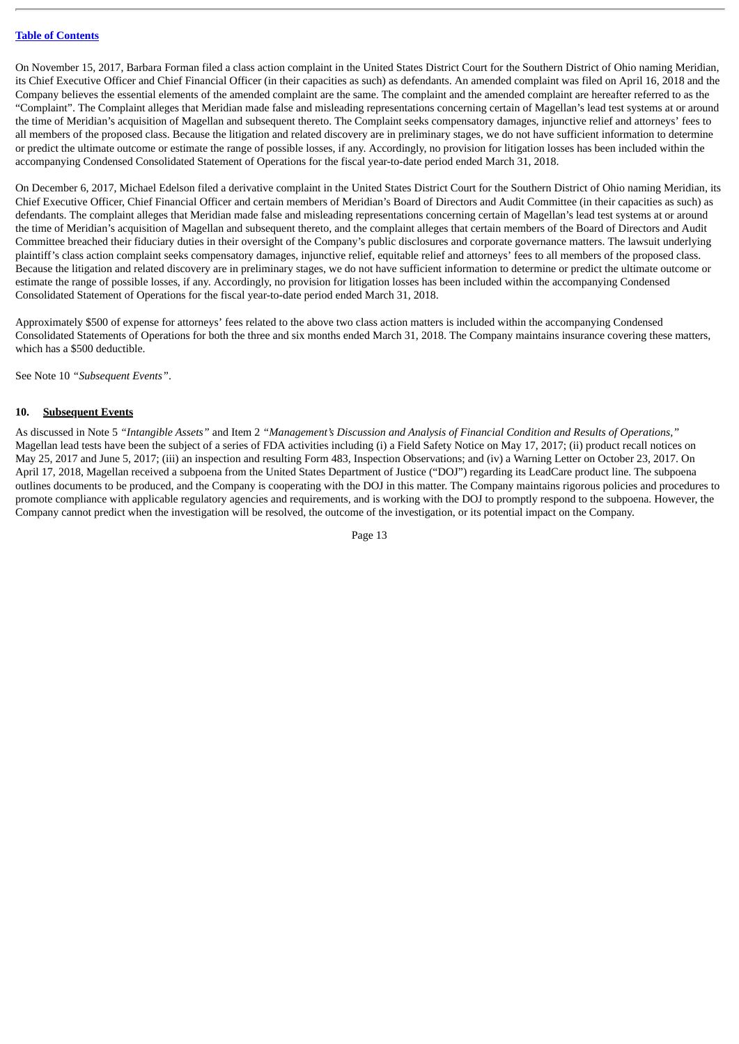On November 15, 2017, Barbara Forman filed a class action complaint in the United States District Court for the Southern District of Ohio naming Meridian, its Chief Executive Officer and Chief Financial Officer (in their capacities as such) as defendants. An amended complaint was filed on April 16, 2018 and the Company believes the essential elements of the amended complaint are the same. The complaint and the amended complaint are hereafter referred to as the "Complaint". The Complaint alleges that Meridian made false and misleading representations concerning certain of Magellan's lead test systems at or around the time of Meridian's acquisition of Magellan and subsequent thereto. The Complaint seeks compensatory damages, injunctive relief and attorneys' fees to all members of the proposed class. Because the litigation and related discovery are in preliminary stages, we do not have sufficient information to determine or predict the ultimate outcome or estimate the range of possible losses, if any. Accordingly, no provision for litigation losses has been included within the accompanying Condensed Consolidated Statement of Operations for the fiscal year-to-date period ended March 31, 2018.

On December 6, 2017, Michael Edelson filed a derivative complaint in the United States District Court for the Southern District of Ohio naming Meridian, its Chief Executive Officer, Chief Financial Officer and certain members of Meridian's Board of Directors and Audit Committee (in their capacities as such) as defendants. The complaint alleges that Meridian made false and misleading representations concerning certain of Magellan's lead test systems at or around the time of Meridian's acquisition of Magellan and subsequent thereto, and the complaint alleges that certain members of the Board of Directors and Audit Committee breached their fiduciary duties in their oversight of the Company's public disclosures and corporate governance matters. The lawsuit underlying plaintiff's class action complaint seeks compensatory damages, injunctive relief, equitable relief and attorneys' fees to all members of the proposed class. Because the litigation and related discovery are in preliminary stages, we do not have sufficient information to determine or predict the ultimate outcome or estimate the range of possible losses, if any. Accordingly, no provision for litigation losses has been included within the accompanying Condensed Consolidated Statement of Operations for the fiscal year-to-date period ended March 31, 2018.

Approximately $500 of expense for attorneys' fees related to the above two class action matters is included within the accompanying Condensed Consolidated Statements of Operations for both the three and six months ended March 31, 2018. The Company maintains insurance covering these matters, which has a $500 deductible.

See Note 10 *"Subsequent Events"*.

## 10. Subsequent Events

As discussed in Note 5 *"Intangible Assets"* and Item 2 *"Management's Discussion and Analysis of Financial Condition and Results of Operations,"* Magellan lead tests have been the subject of a series of FDA activities including (i) a Field Safety Notice on May 17, 2017; (ii) product recall notices on May 25, 2017 and June 5, 2017; (iii) an inspection and resulting Form 483, Inspection Observations; and (iv) a Warning Letter on October 23, 2017. On April 17, 2018, Magellan received a subpoena from the United States Department of Justice ("DOJ") regarding its LeadCare product line. The subpoena outlines documents to be produced, and the Company is cooperating with the DOJ in this matter. The Company maintains rigorous policies and procedures to promote compliance with applicable regulatory agencies and requirements, and is working with the DOJ to promptly respond to the subpoena. However, the Company cannot predict when the investigation will be resolved, the outcome of the investigation, or its potential impact on the Company.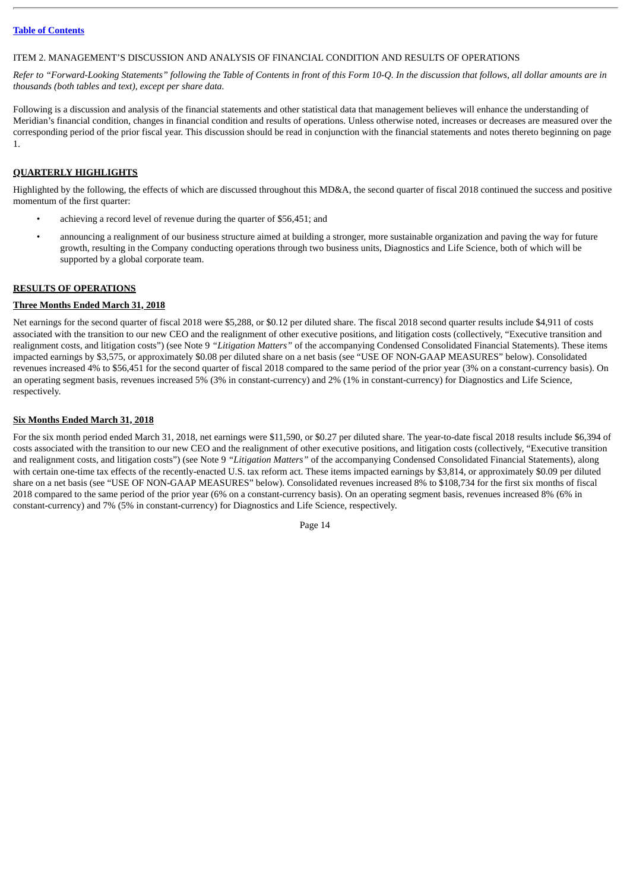[Table of Contents](#)

ITEM 2. MANAGEMENT'S DISCUSSION AND ANALYSIS OF FINANCIAL CONDITION AND RESULTS OF OPERATIONS

*Refer to "Forward-Looking Statements" following the Table of Contents in front of this Form 10-Q. In the discussion that follows, all dollar amounts are in thousands (both tables and text), except per share data.*

Following is a discussion and analysis of the financial statements and other statistical data that management believes will enhance the understanding of Meridian's financial condition, changes in financial condition and results of operations. Unless otherwise noted, increases or decreases are measured over the corresponding period of the prior fiscal year. This discussion should be read in conjunction with the financial statements and notes thereto beginning on page 1.

## QUARTERLY HIGHLIGHTS

Highlighted by the following, the effects of which are discussed throughout this MD&A, the second quarter of fiscal 2018 continued the success and positive momentum of the first quarter:

- achieving a record level of revenue during the quarter of $56,451; and
- announcing a realignment of our business structure aimed at building a stronger, more sustainable organization and paving the way for future growth, resulting in the Company conducting operations through two business units, Diagnostics and Life Science, both of which will be supported by a global corporate team.

## RESULTS OF OPERATIONS

### Three Months Ended March 31, 2018

Net earnings for the second quarter of fiscal 2018 were $5,288, or $0.12 per diluted share. The fiscal 2018 second quarter results include $4,911 of costs associated with the transition to our new CEO and the realignment of other executive positions, and litigation costs (collectively, "Executive transition and realignment costs, and litigation costs") (see Note 9 *"Litigation Matters"* of the accompanying Condensed Consolidated Financial Statements). These items impacted earnings by $3,575, or approximately $0.08 per diluted share on a net basis (see "USE OF NON-GAAP MEASURES" below). Consolidated revenues increased 4% to $56,451 for the second quarter of fiscal 2018 compared to the same period of the prior year (3% on a constant-currency basis). On an operating segment basis, revenues increased 5% (3% in constant-currency) and 2% (1% in constant-currency) for Diagnostics and Life Science, respectively.

### Six Months Ended March 31, 2018

For the six month period ended March 31, 2018, net earnings were $11,590, or $0.27 per diluted share. The year-to-date fiscal 2018 results include $6,394 of costs associated with the transition to our new CEO and the realignment of other executive positions, and litigation costs (collectively, "Executive transition and realignment costs, and litigation costs") (see Note 9 *"Litigation Matters"* of the accompanying Condensed Consolidated Financial Statements), along with certain one-time tax effects of the recently-enacted U.S. tax reform act. These items impacted earnings by $3,814, or approximately $0.09 per diluted share on a net basis (see "USE OF NON-GAAP MEASURES" below). Consolidated revenues increased 8% to $108,734 for the first six months of fiscal 2018 compared to the same period of the prior year (6% on a constant-currency basis). On an operating segment basis, revenues increased 8% (6% in constant-currency) and 7% (5% in constant-currency) for Diagnostics and Life Science, respectively.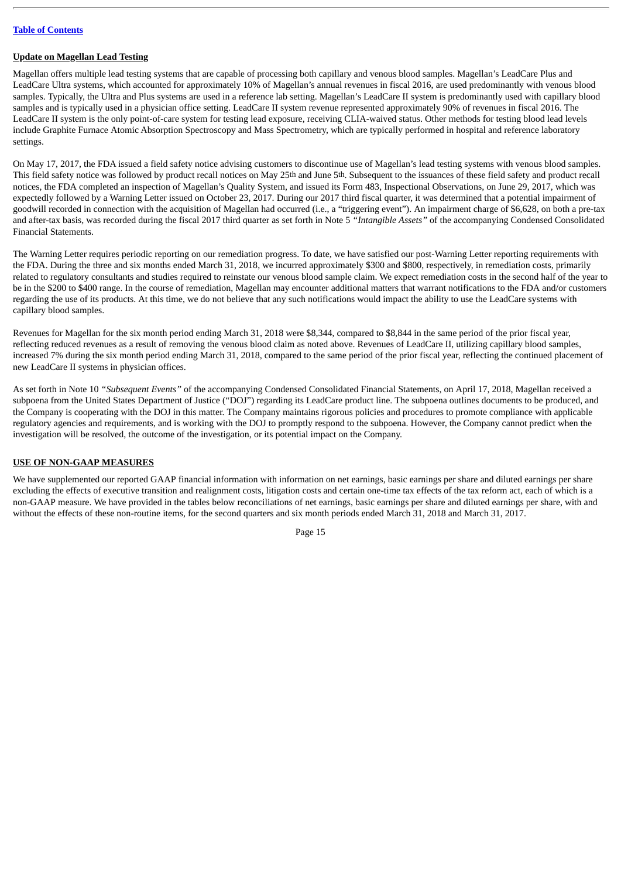**Update on Magellan Lead Testing**

Magellan offers multiple lead testing systems that are capable of processing both capillary and venous blood samples. Magellan's LeadCare Plus and LeadCare Ultra systems, which accounted for approximately 10% of Magellan's annual revenues in fiscal 2016, are used predominantly with venous blood samples. Typically, the Ultra and Plus systems are used in a reference lab setting. Magellan's LeadCare II system is predominantly used with capillary blood samples and is typically used in a physician office setting. LeadCare II system revenue represented approximately 90% of revenues in fiscal 2016. The LeadCare II system is the only point-of-care system for testing lead exposure, receiving CLIA-waived status. Other methods for testing blood lead levels include Graphite Furnace Atomic Absorption Spectroscopy and Mass Spectrometry, which are typically performed in hospital and reference laboratory settings.

On May 17, 2017, the FDA issued a field safety notice advising customers to discontinue use of Magellan's lead testing systems with venous blood samples. This field safety notice was followed by product recall notices on May 25th and June 5th. Subsequent to the issuances of these field safety and product recall notices, the FDA completed an inspection of Magellan's Quality System, and issued its Form 483, Inspectional Observations, on June 29, 2017, which was expectedly followed by a Warning Letter issued on October 23, 2017. During our 2017 third fiscal quarter, it was determined that a potential impairment of goodwill recorded in connection with the acquisition of Magellan had occurred (i.e., a "triggering event"). An impairment charge of $6,628, on both a pre-tax and after-tax basis, was recorded during the fiscal 2017 third quarter as set forth in Note 5 *"Intangible Assets"* of the accompanying Condensed Consolidated Financial Statements.

The Warning Letter requires periodic reporting on our remediation progress. To date, we have satisfied our post-Warning Letter reporting requirements with the FDA. During the three and six months ended March 31, 2018, we incurred approximately $300 and $800, respectively, in remediation costs, primarily related to regulatory consultants and studies required to reinstate our venous blood sample claim. We expect remediation costs in the second half of the year to be in the $200 to $400 range. In the course of remediation, Magellan may encounter additional matters that warrant notifications to the FDA and/or customers regarding the use of its products. At this time, we do not believe that any such notifications would impact the ability to use the LeadCare systems with capillary blood samples.

Revenues for Magellan for the six month period ending March 31, 2018 were $8,344, compared to $8,844 in the same period of the prior fiscal year, reflecting reduced revenues as a result of removing the venous blood claim as noted above. Revenues of LeadCare II, utilizing capillary blood samples, increased 7% during the six month period ending March 31, 2018, compared to the same period of the prior fiscal year, reflecting the continued placement of new LeadCare II systems in physician offices.

As set forth in Note 10 *"Subsequent Events"* of the accompanying Condensed Consolidated Financial Statements, on April 17, 2018, Magellan received a subpoena from the United States Department of Justice ("DOJ") regarding its LeadCare product line. The subpoena outlines documents to be produced, and the Company is cooperating with the DOJ in this matter. The Company maintains rigorous policies and procedures to promote compliance with applicable regulatory agencies and requirements, and is working with the DOJ to promptly respond to the subpoena. However, the Company cannot predict when the investigation will be resolved, the outcome of the investigation, or its potential impact on the Company.

**USE OF NON-GAAP MEASURES**

We have supplemented our reported GAAP financial information with information on net earnings, basic earnings per share and diluted earnings per share excluding the effects of executive transition and realignment costs, litigation costs and certain one-time tax effects of the tax reform act, each of which is a non-GAAP measure. We have provided in the tables below reconciliations of net earnings, basic earnings per share and diluted earnings per share, with and without the effects of these non-routine items, for the second quarters and six month periods ended March 31, 2018 and March 31, 2017.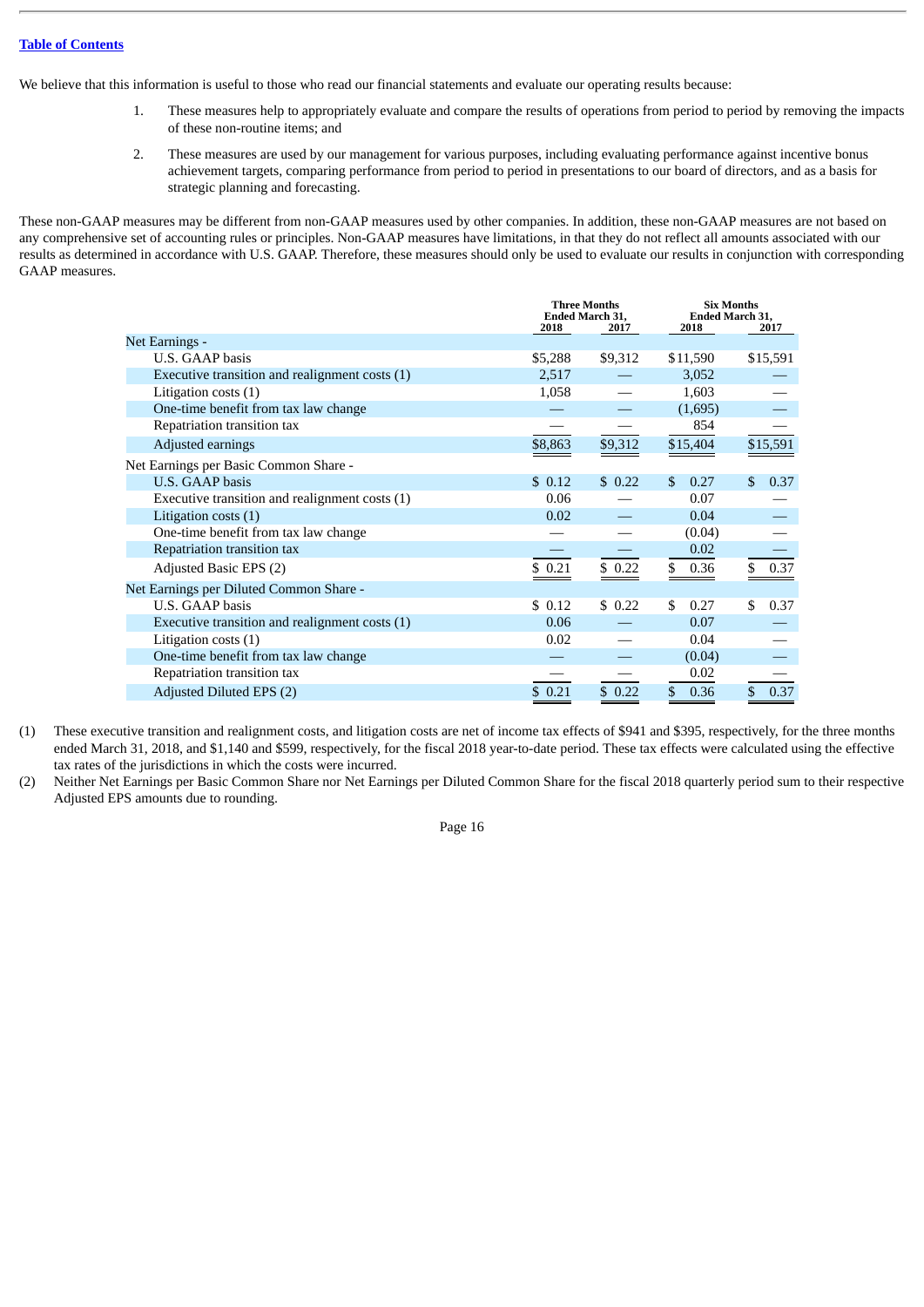We believe that this information is useful to those who read our financial statements and evaluate our operating results because:

1. These measures help to appropriately evaluate and compare the results of operations from period to period by removing the impacts of these non-routine items; and
2. These measures are used by our management for various purposes, including evaluating performance against incentive bonus achievement targets, comparing performance from period to period in presentations to our board of directors, and as a basis for strategic planning and forecasting.

These non-GAAP measures may be different from non-GAAP measures used by other companies. In addition, these non-GAAP measures are not based on any comprehensive set of accounting rules or principles. Non-GAAP measures have limitations, in that they do not reflect all amounts associated with our results as determined in accordance with U.S. GAAP. Therefore, these measures should only be used to evaluate our results in conjunction with corresponding GAAP measures.

| | Three Months Ended March 31, | | Six Months Ended March 31, | |
|---|---|---|---|---|
| | 2018 | 2017 | 2018 | 2017 |
| Net Earnings - | | | | |
| U.S. GAAP basis | $5,288 | $9,312 | $11,590 | $15,591 |
| Executive transition and realignment costs (1) | 2,517 | — | 3,052 | — |
| Litigation costs (1) | 1,058 | — | 1,603 | — |
| One-time benefit from tax law change | — | — | (1,695) | — |
| Repatriation transition tax | — | — | 854 | — |
| Adjusted earnings | $8,863 | $9,312 | $15,404 | $15,591 |
| Net Earnings per Basic Common Share - | | | | |
| U.S. GAAP basis | $ 0.12 | $ 0.22 | $ 0.27 | $ 0.37 |
| Executive transition and realignment costs (1) | 0.06 | — | 0.07 | — |
| Litigation costs (1) | 0.02 | — | 0.04 | — |
| One-time benefit from tax law change | — | — | (0.04) | — |
| Repatriation transition tax | — | — | 0.02 | — |
| Adjusted Basic EPS (2) | $ 0.21 | $ 0.22 | $ 0.36 | $ 0.37 |
| Net Earnings per Diluted Common Share - | | | | |
| U.S. GAAP basis | $ 0.12 | $ 0.22 | $ 0.27 | $ 0.37 |
| Executive transition and realignment costs (1) | 0.06 | — | 0.07 | — |
| Litigation costs (1) | 0.02 | — | 0.04 | — |
| One-time benefit from tax law change | — | — | (0.04) | — |
| Repatriation transition tax | — | — | 0.02 | — |
| Adjusted Diluted EPS (2) | $ 0.21 | $ 0.22 | $ 0.36 | $ 0.37 |

(1) These executive transition and realignment costs, and litigation costs are net of income tax effects of $941 and $395, respectively, for the three months ended March 31, 2018, and $1,140 and $599, respectively, for the fiscal 2018 year-to-date period. These tax effects were calculated using the effective tax rates of the jurisdictions in which the costs were incurred.

(2) Neither Net Earnings per Basic Common Share nor Net Earnings per Diluted Common Share for the fiscal 2018 quarterly period sum to their respective Adjusted EPS amounts due to rounding.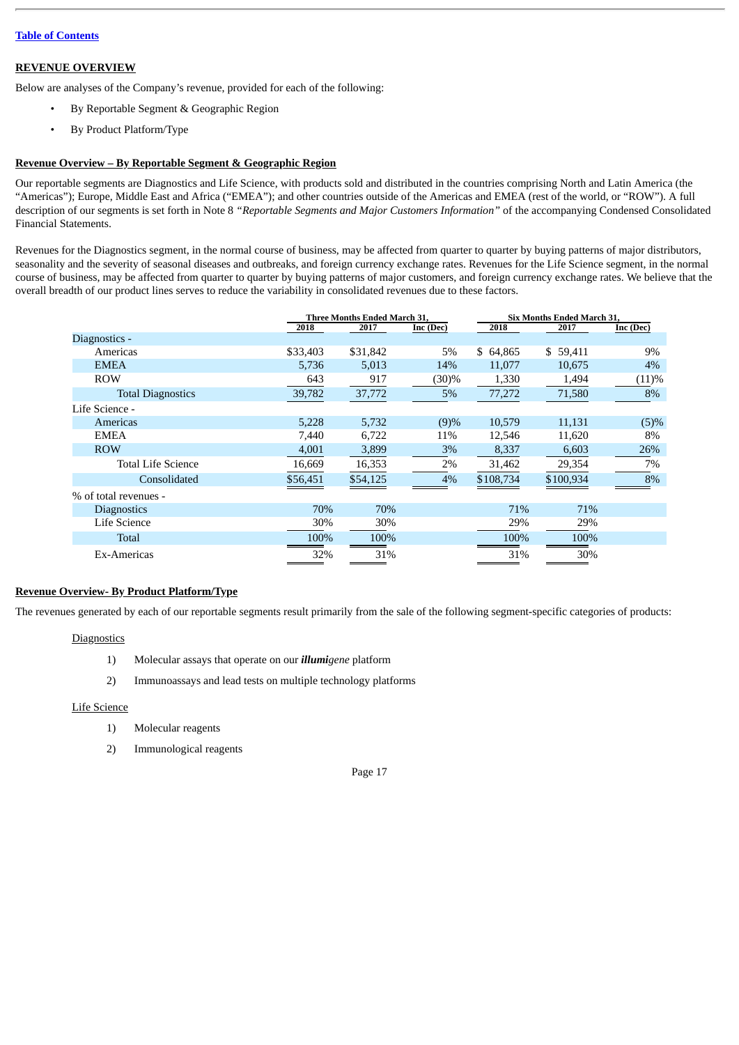**Table of Contents**

## REVENUE OVERVIEW

Below are analyses of the Company's revenue, provided for each of the following:

- By Reportable Segment & Geographic Region
- By Product Platform/Type

### Revenue Overview – By Reportable Segment & Geographic Region

Our reportable segments are Diagnostics and Life Science, with products sold and distributed in the countries comprising North and Latin America (the "Americas"); Europe, Middle East and Africa ("EMEA"); and other countries outside of the Americas and EMEA (rest of the world, or "ROW"). A full description of our segments is set forth in Note 8 *"Reportable Segments and Major Customers Information"* of the accompanying Condensed Consolidated Financial Statements.

Revenues for the Diagnostics segment, in the normal course of business, may be affected from quarter to quarter by buying patterns of major distributors, seasonality and the severity of seasonal diseases and outbreaks, and foreign currency exchange rates. Revenues for the Life Science segment, in the normal course of business, may be affected from quarter to quarter by buying patterns of major customers, and foreign currency exchange rates. We believe that the overall breadth of our product lines serves to reduce the variability in consolidated revenues due to these factors.

| | Three Months Ended March 31, | | | Six Months Ended March 31, | | |
|---|---|---|---|---|---|---|
| | 2018 | 2017 | Inc (Dec) | 2018 | 2017 | Inc (Dec) |
| Diagnostics - | | | | | | |
| Americas | $33,403 | $31,842 | 5% | $ 64,865 | $ 59,411 | 9% |
| EMEA | 5,736 | 5,013 | 14% | 11,077 | 10,675 | 4% |
| ROW | 643 | 917 | (30)% | 1,330 | 1,494 | (11)% |
| Total Diagnostics | 39,782 | 37,772 | 5% | 77,272 | 71,580 | 8% |
| Life Science - | | | | | | |
| Americas | 5,228 | 5,732 | (9)% | 10,579 | 11,131 | (5)% |
| EMEA | 7,440 | 6,722 | 11% | 12,546 | 11,620 | 8% |
| ROW | 4,001 | 3,899 | 3% | 8,337 | 6,603 | 26% |
| Total Life Science | 16,669 | 16,353 | 2% | 31,462 | 29,354 | 7% |
| Consolidated | $56,451 | $54,125 | 4% | $108,734 | $100,934 | 8% |
| % of total revenues - | | | | | | |
| Diagnostics | 70% | 70% | | 71% | 71% | |
| Life Science | 30% | 30% | | 29% | 29% | |
| Total | 100% | 100% | | 100% | 100% | |
| Ex-Americas | 32% | 31% | | 31% | 30% | |

### Revenue Overview- By Product Platform/Type

The revenues generated by each of our reportable segments result primarily from the sale of the following segment-specific categories of products:

Diagnostics

1) Molecular assays that operate on our ***illumi****gene* platform
2) Immunoassays and lead tests on multiple technology platforms

Life Science

1) Molecular reagents
2) Immunological reagents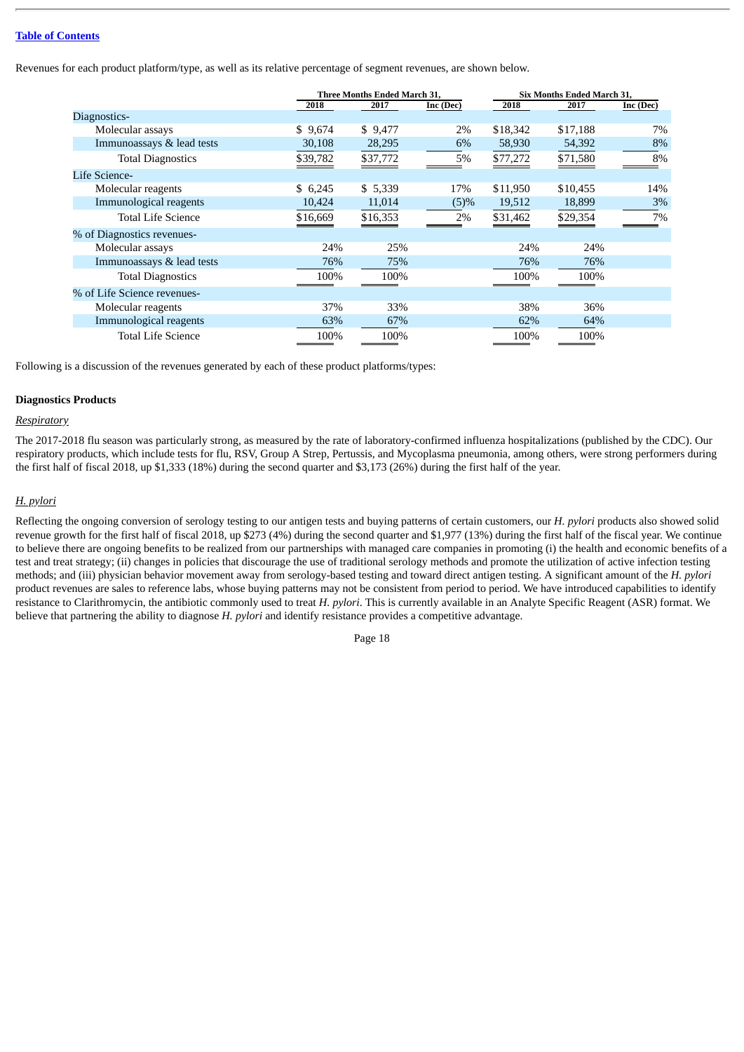Revenues for each product platform/type, as well as its relative percentage of segment revenues, are shown below.

| | Three Months Ended March 31, | | | Six Months Ended March 31, | | |
|---|---|---|---|---|---|---|
| | 2018 | 2017 | Inc (Dec) | 2018 | 2017 | Inc (Dec) |
| Diagnostics- | | | | | | |
| Molecular assays | $ 9,674 | $ 9,477 | 2% | $18,342 | $17,188 | 7% |
| Immunoassays & lead tests | 30,108 | 28,295 | 6% | 58,930 | 54,392 | 8% |
| Total Diagnostics | $39,782 | $37,772 | 5% | $77,272 | $71,580 | 8% |
| Life Science- | | | | | | |
| Molecular reagents | $ 6,245 | $ 5,339 | 17% | $11,950 | $10,455 | 14% |
| Immunological reagents | 10,424 | 11,014 | (5)% | 19,512 | 18,899 | 3% |
| Total Life Science | $16,669 | $16,353 | 2% | $31,462 | $29,354 | 7% |
| % of Diagnostics revenues- | | | | | | |
| Molecular assays | 24% | 25% | | 24% | 24% | |
| Immunoassays & lead tests | 76% | 75% | | 76% | 76% | |
| Total Diagnostics | 100% | 100% | | 100% | 100% | |
| % of Life Science revenues- | | | | | | |
| Molecular reagents | 37% | 33% | | 38% | 36% | |
| Immunological reagents | 63% | 67% | | 62% | 64% | |
| Total Life Science | 100% | 100% | | 100% | 100% | |

Following is a discussion of the revenues generated by each of these product platforms/types:

**Diagnostics Products**

*Respiratory*

The 2017-2018 flu season was particularly strong, as measured by the rate of laboratory-confirmed influenza hospitalizations (published by the CDC). Our respiratory products, which include tests for flu, RSV, Group A Strep, Pertussis, and Mycoplasma pneumonia, among others, were strong performers during the first half of fiscal 2018, up $1,333 (18%) during the second quarter and $3,173 (26%) during the first half of the year.

*H. pylori*

Reflecting the ongoing conversion of serology testing to our antigen tests and buying patterns of certain customers, our *H. pylori* products also showed solid revenue growth for the first half of fiscal 2018, up $273 (4%) during the second quarter and $1,977 (13%) during the first half of the fiscal year. We continue to believe there are ongoing benefits to be realized from our partnerships with managed care companies in promoting (i) the health and economic benefits of a test and treat strategy; (ii) changes in policies that discourage the use of traditional serology methods and promote the utilization of active infection testing methods; and (iii) physician behavior movement away from serology-based testing and toward direct antigen testing. A significant amount of the *H. pylori* product revenues are sales to reference labs, whose buying patterns may not be consistent from period to period. We have introduced capabilities to identify resistance to Clarithromycin, the antibiotic commonly used to treat *H. pylori*. This is currently available in an Analyte Specific Reagent (ASR) format. We believe that partnering the ability to diagnose *H. pylori* and identify resistance provides a competitive advantage.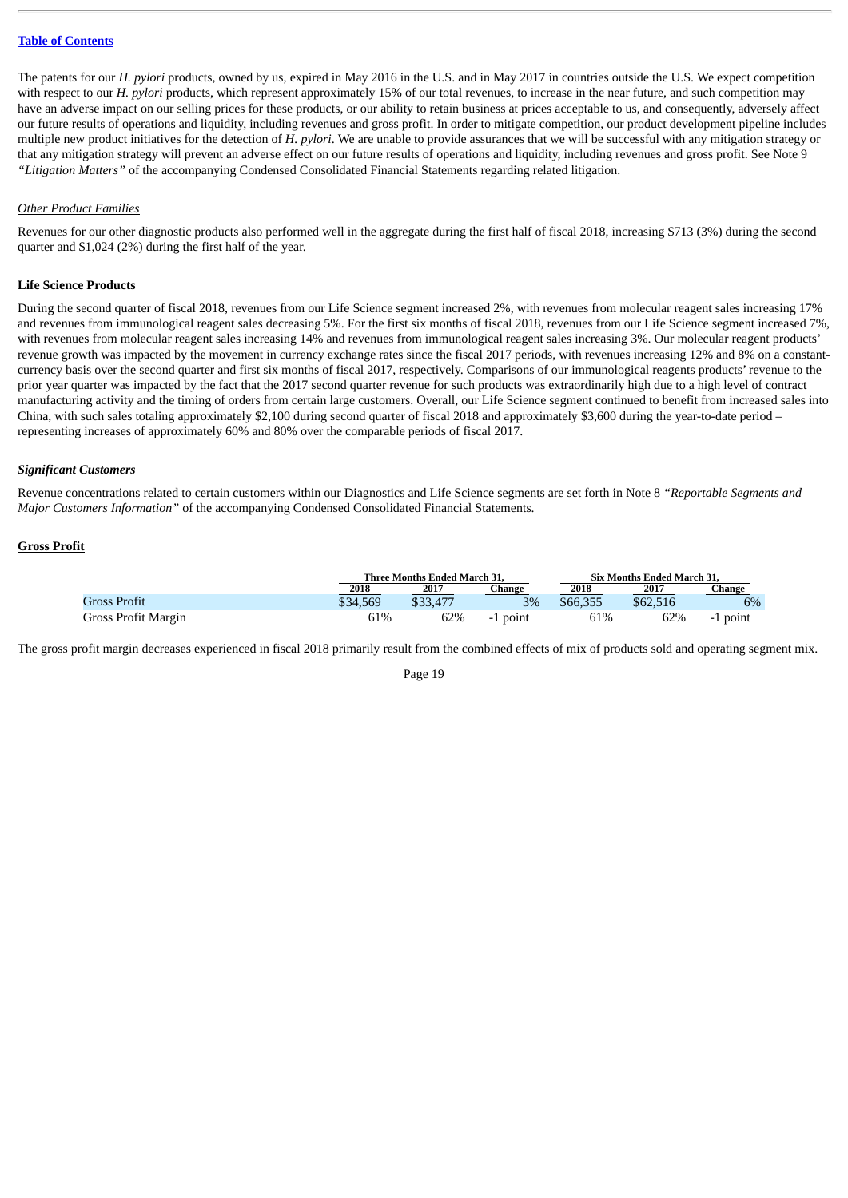The patents for our *H. pylori* products, owned by us, expired in May 2016 in the U.S. and in May 2017 in countries outside the U.S. We expect competition with respect to our *H. pylori* products, which represent approximately 15% of our total revenues, to increase in the near future, and such competition may have an adverse impact on our selling prices for these products, or our ability to retain business at prices acceptable to us, and consequently, adversely affect our future results of operations and liquidity, including revenues and gross profit. In order to mitigate competition, our product development pipeline includes multiple new product initiatives for the detection of *H. pylori*. We are unable to provide assurances that we will be successful with any mitigation strategy or that any mitigation strategy will prevent an adverse effect on our future results of operations and liquidity, including revenues and gross profit. See Note 9 *"Litigation Matters"* of the accompanying Condensed Consolidated Financial Statements regarding related litigation.

*Other Product Families*

Revenues for our other diagnostic products also performed well in the aggregate during the first half of fiscal 2018, increasing $713 (3%) during the second quarter and $1,024 (2%) during the first half of the year.

**Life Science Products**

During the second quarter of fiscal 2018, revenues from our Life Science segment increased 2%, with revenues from molecular reagent sales increasing 17% and revenues from immunological reagent sales decreasing 5%. For the first six months of fiscal 2018, revenues from our Life Science segment increased 7%, with revenues from molecular reagent sales increasing 14% and revenues from immunological reagent sales increasing 3%. Our molecular reagent products' revenue growth was impacted by the movement in currency exchange rates since the fiscal 2017 periods, with revenues increasing 12% and 8% on a constant-currency basis over the second quarter and first six months of fiscal 2017, respectively. Comparisons of our immunological reagents products' revenue to the prior year quarter was impacted by the fact that the 2017 second quarter revenue for such products was extraordinarily high due to a high level of contract manufacturing activity and the timing of orders from certain large customers. Overall, our Life Science segment continued to benefit from increased sales into China, with such sales totaling approximately $2,100 during second quarter of fiscal 2018 and approximately $3,600 during the year-to-date period – representing increases of approximately 60% and 80% over the comparable periods of fiscal 2017.

***Significant Customers***

Revenue concentrations related to certain customers within our Diagnostics and Life Science segments are set forth in Note 8 *"Reportable Segments and Major Customers Information"* of the accompanying Condensed Consolidated Financial Statements.

**Gross Profit**

| | Three Months Ended March 31, | | | Six Months Ended March 31, | | |
|---|---|---|---|---|---|---|
| | 2018 | 2017 | Change | 2018 | 2017 | Change |
| Gross Profit | $34,569 | $33,477 | 3% | $66,355 | $62,516 | 6% |
| Gross Profit Margin | 61% | 62% | -1 point | 61% | 62% | -1 point |

The gross profit margin decreases experienced in fiscal 2018 primarily result from the combined effects of mix of products sold and operating segment mix.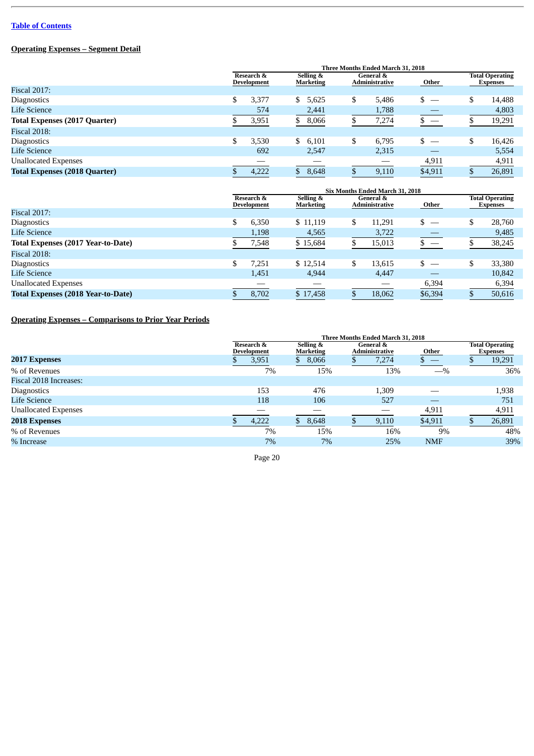[Table of Contents](#)

**Operating Expenses – Segment Detail**

| | Three Months Ended March 31, 2018 | | | | |
|---|---|---|---|---|---|
| | Research & Development | Selling & Marketing | General & Administrative | Other | Total Operating Expenses |
| Fiscal 2017: | | | | | |
| Diagnostics | $ 3,377 | $ 5,625 | $ 5,486 | $ — | $ 14,488 |
| Life Science | 574 | 2,441 | 1,788 | — | 4,803 |
| **Total Expenses (2017 Quarter)** | $ 3,951 | $ 8,066 | $ 7,274 | $ — | $ 19,291 |
| Fiscal 2018: | | | | | |
| Diagnostics | $ 3,530 | $ 6,101 | $ 6,795 | $ — | $ 16,426 |
| Life Science | 692 | 2,547 | 2,315 | — | 5,554 |
| Unallocated Expenses | — | — | — | 4,911 | 4,911 |
| **Total Expenses (2018 Quarter)** | $ 4,222 | $ 8,648 | $ 9,110 | $4,911 | $ 26,891 |

| | Six Months Ended March 31, 2018 | | | | |
|---|---|---|---|---|---|
| | Research & Development | Selling & Marketing | General & Administrative | Other | Total Operating Expenses |
| Fiscal 2017: | | | | | |
| Diagnostics | $ 6,350 | $ 11,119 | $ 11,291 | $ — | $ 28,760 |
| Life Science | 1,198 | 4,565 | 3,722 | — | 9,485 |
| **Total Expenses (2017 Year-to-Date)** | $ 7,548 | $ 15,684 | $ 15,013 | $ — | $ 38,245 |
| Fiscal 2018: | | | | | |
| Diagnostics | $ 7,251 | $ 12,514 | $ 13,615 | $ — | $ 33,380 |
| Life Science | 1,451 | 4,944 | 4,447 | — | 10,842 |
| Unallocated Expenses | — | — | — | 6,394 | 6,394 |
| **Total Expenses (2018 Year-to-Date)** | $ 8,702 | $ 17,458 | $ 18,062 | $6,394 | $ 50,616 |

**Operating Expenses – Comparisons to Prior Year Periods**

| | Three Months Ended March 31, 2018 | | | | |
|---|---|---|---|---|---|
| | Research & Development | Selling & Marketing | General & Administrative | Other | Total Operating Expenses |
| **2017 Expenses** | $ 3,951 | $ 8,066 | $ 7,274 | $ — | $ 19,291 |
| % of Revenues | 7% | 15% | 13% | —% | 36% |
| Fiscal 2018 Increases: | | | | | |
| Diagnostics | 153 | 476 | 1,309 | — | 1,938 |
| Life Science | 118 | 106 | 527 | — | 751 |
| Unallocated Expenses | — | — | — | 4,911 | 4,911 |
| **2018 Expenses** | $ 4,222 | $ 8,648 | $ 9,110 | $4,911 | $ 26,891 |
| % of Revenues | 7% | 15% | 16% | 9% | 48% |
| % Increase | 7% | 7% | 25% | NMF | 39% |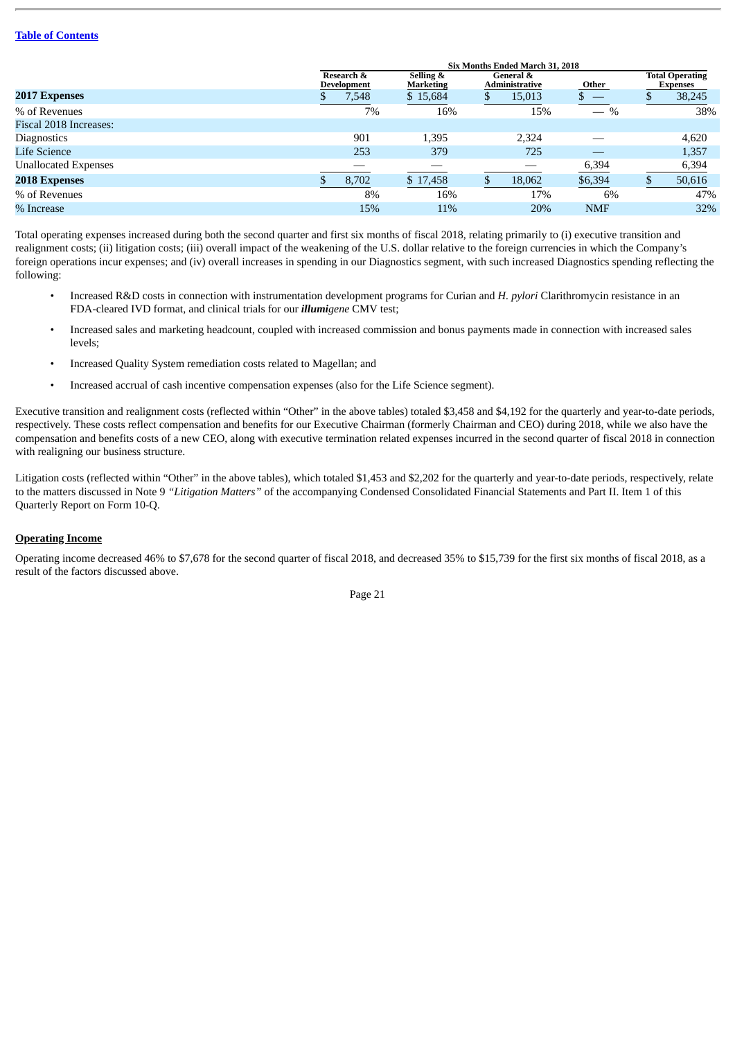[Table of Contents](#)

| | Six Months Ended March 31, 2018 | | | | |
|---|---|---|---|---|---|
| | Research & Development | Selling & Marketing | General & Administrative | Other | Total Operating Expenses |
| **2017 Expenses** | $ 7,548 | $ 15,684 | $ 15,013 | $ — | $ 38,245 |
| % of Revenues | 7% | 16% | 15% | — % | 38% |
| Fiscal 2018 Increases: | | | | | |
| Diagnostics | 901 | 1,395 | 2,324 | — | 4,620 |
| Life Science | 253 | 379 | 725 | — | 1,357 |
| Unallocated Expenses | — | — | — | 6,394 | 6,394 |
| **2018 Expenses** | $ 8,702 | $ 17,458 | $ 18,062 | $6,394 | $ 50,616 |
| % of Revenues | 8% | 16% | 17% | 6% | 47% |
| % Increase | 15% | 11% | 20% | NMF | 32% |

Total operating expenses increased during both the second quarter and first six months of fiscal 2018, relating primarily to (i) executive transition and realignment costs; (ii) litigation costs; (iii) overall impact of the weakening of the U.S. dollar relative to the foreign currencies in which the Company's foreign operations incur expenses; and (iv) overall increases in spending in our Diagnostics segment, with such increased Diagnostics spending reflecting the following:

- Increased R&D costs in connection with instrumentation development programs for Curian and *H. pylori* Clarithromycin resistance in an FDA-cleared IVD format, and clinical trials for our ***illumi****gene* CMV test;
- Increased sales and marketing headcount, coupled with increased commission and bonus payments made in connection with increased sales levels;
- Increased Quality System remediation costs related to Magellan; and
- Increased accrual of cash incentive compensation expenses (also for the Life Science segment).

Executive transition and realignment costs (reflected within "Other" in the above tables) totaled $3,458 and $4,192 for the quarterly and year-to-date periods, respectively. These costs reflect compensation and benefits for our Executive Chairman (formerly Chairman and CEO) during 2018, while we also have the compensation and benefits costs of a new CEO, along with executive termination related expenses incurred in the second quarter of fiscal 2018 in connection with realigning our business structure.

Litigation costs (reflected within "Other" in the above tables), which totaled $1,453 and $2,202 for the quarterly and year-to-date periods, respectively, relate to the matters discussed in Note 9 *"Litigation Matters"* of the accompanying Condensed Consolidated Financial Statements and Part II. Item 1 of this Quarterly Report on Form 10-Q.

## Operating Income

Operating income decreased 46% to $7,678 for the second quarter of fiscal 2018, and decreased 35% to $15,739 for the first six months of fiscal 2018, as a result of the factors discussed above.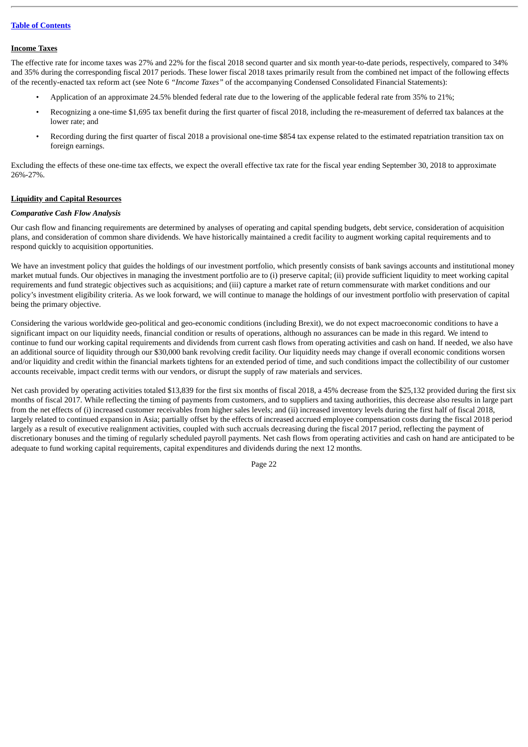**Income Taxes**

The effective rate for income taxes was 27% and 22% for the fiscal 2018 second quarter and six month year-to-date periods, respectively, compared to 34% and 35% during the corresponding fiscal 2017 periods. These lower fiscal 2018 taxes primarily result from the combined net impact of the following effects of the recently-enacted tax reform act (see Note 6 *"Income Taxes"* of the accompanying Condensed Consolidated Financial Statements):

- Application of an approximate 24.5% blended federal rate due to the lowering of the applicable federal rate from 35% to 21%;
- Recognizing a one-time $1,695 tax benefit during the first quarter of fiscal 2018, including the re-measurement of deferred tax balances at the lower rate; and
- Recording during the first quarter of fiscal 2018 a provisional one-time $854 tax expense related to the estimated repatriation transition tax on foreign earnings.

Excluding the effects of these one-time tax effects, we expect the overall effective tax rate for the fiscal year ending September 30, 2018 to approximate 26%-27%.

**Liquidity and Capital Resources**

***Comparative Cash Flow Analysis***

Our cash flow and financing requirements are determined by analyses of operating and capital spending budgets, debt service, consideration of acquisition plans, and consideration of common share dividends. We have historically maintained a credit facility to augment working capital requirements and to respond quickly to acquisition opportunities.

We have an investment policy that guides the holdings of our investment portfolio, which presently consists of bank savings accounts and institutional money market mutual funds. Our objectives in managing the investment portfolio are to (i) preserve capital; (ii) provide sufficient liquidity to meet working capital requirements and fund strategic objectives such as acquisitions; and (iii) capture a market rate of return commensurate with market conditions and our policy's investment eligibility criteria. As we look forward, we will continue to manage the holdings of our investment portfolio with preservation of capital being the primary objective.

Considering the various worldwide geo-political and geo-economic conditions (including Brexit), we do not expect macroeconomic conditions to have a significant impact on our liquidity needs, financial condition or results of operations, although no assurances can be made in this regard. We intend to continue to fund our working capital requirements and dividends from current cash flows from operating activities and cash on hand. If needed, we also have an additional source of liquidity through our $30,000 bank revolving credit facility. Our liquidity needs may change if overall economic conditions worsen and/or liquidity and credit within the financial markets tightens for an extended period of time, and such conditions impact the collectibility of our customer accounts receivable, impact credit terms with our vendors, or disrupt the supply of raw materials and services.

Net cash provided by operating activities totaled $13,839 for the first six months of fiscal 2018, a 45% decrease from the $25,132 provided during the first six months of fiscal 2017. While reflecting the timing of payments from customers, and to suppliers and taxing authorities, this decrease also results in large part from the net effects of (i) increased customer receivables from higher sales levels; and (ii) increased inventory levels during the first half of fiscal 2018, largely related to continued expansion in Asia; partially offset by the effects of increased accrued employee compensation costs during the fiscal 2018 period largely as a result of executive realignment activities, coupled with such accruals decreasing during the fiscal 2017 period, reflecting the payment of discretionary bonuses and the timing of regularly scheduled payroll payments. Net cash flows from operating activities and cash on hand are anticipated to be adequate to fund working capital requirements, capital expenditures and dividends during the next 12 months.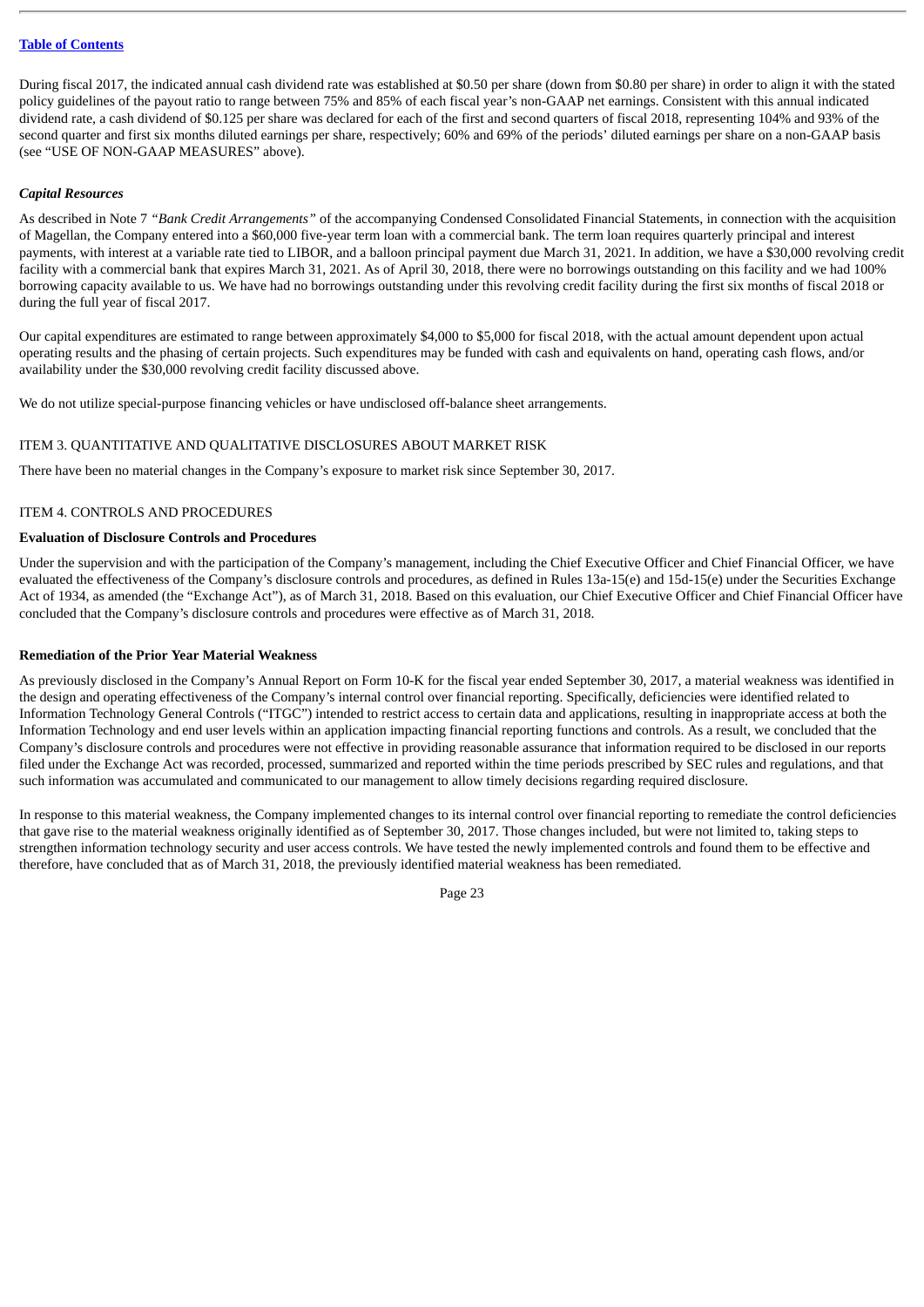During fiscal 2017, the indicated annual cash dividend rate was established at $0.50 per share (down from $0.80 per share) in order to align it with the stated policy guidelines of the payout ratio to range between 75% and 85% of each fiscal year's non-GAAP net earnings. Consistent with this annual indicated dividend rate, a cash dividend of $0.125 per share was declared for each of the first and second quarters of fiscal 2018, representing 104% and 93% of the second quarter and first six months diluted earnings per share, respectively; 60% and 69% of the periods' diluted earnings per share on a non-GAAP basis (see "USE OF NON-GAAP MEASURES" above).

### *Capital Resources*

As described in Note 7 *"Bank Credit Arrangements"* of the accompanying Condensed Consolidated Financial Statements, in connection with the acquisition of Magellan, the Company entered into a $60,000 five-year term loan with a commercial bank. The term loan requires quarterly principal and interest payments, with interest at a variable rate tied to LIBOR, and a balloon principal payment due March 31, 2021. In addition, we have a $30,000 revolving credit facility with a commercial bank that expires March 31, 2021. As of April 30, 2018, there were no borrowings outstanding on this facility and we had 100% borrowing capacity available to us. We have had no borrowings outstanding under this revolving credit facility during the first six months of fiscal 2018 or during the full year of fiscal 2017.

Our capital expenditures are estimated to range between approximately $4,000 to $5,000 for fiscal 2018, with the actual amount dependent upon actual operating results and the phasing of certain projects. Such expenditures may be funded with cash and equivalents on hand, operating cash flows, and/or availability under the $30,000 revolving credit facility discussed above.

We do not utilize special-purpose financing vehicles or have undisclosed off-balance sheet arrangements.

## ITEM 3. QUANTITATIVE AND QUALITATIVE DISCLOSURES ABOUT MARKET RISK

There have been no material changes in the Company's exposure to market risk since September 30, 2017.

## ITEM 4. CONTROLS AND PROCEDURES

### Evaluation of Disclosure Controls and Procedures

Under the supervision and with the participation of the Company's management, including the Chief Executive Officer and Chief Financial Officer, we have evaluated the effectiveness of the Company's disclosure controls and procedures, as defined in Rules 13a-15(e) and 15d-15(e) under the Securities Exchange Act of 1934, as amended (the "Exchange Act"), as of March 31, 2018. Based on this evaluation, our Chief Executive Officer and Chief Financial Officer have concluded that the Company's disclosure controls and procedures were effective as of March 31, 2018.

### Remediation of the Prior Year Material Weakness

As previously disclosed in the Company's Annual Report on Form 10-K for the fiscal year ended September 30, 2017, a material weakness was identified in the design and operating effectiveness of the Company's internal control over financial reporting. Specifically, deficiencies were identified related to Information Technology General Controls ("ITGC") intended to restrict access to certain data and applications, resulting in inappropriate access at both the Information Technology and end user levels within an application impacting financial reporting functions and controls. As a result, we concluded that the Company's disclosure controls and procedures were not effective in providing reasonable assurance that information required to be disclosed in our reports filed under the Exchange Act was recorded, processed, summarized and reported within the time periods prescribed by SEC rules and regulations, and that such information was accumulated and communicated to our management to allow timely decisions regarding required disclosure.

In response to this material weakness, the Company implemented changes to its internal control over financial reporting to remediate the control deficiencies that gave rise to the material weakness originally identified as of September 30, 2017. Those changes included, but were not limited to, taking steps to strengthen information technology security and user access controls. We have tested the newly implemented controls and found them to be effective and therefore, have concluded that as of March 31, 2018, the previously identified material weakness has been remediated.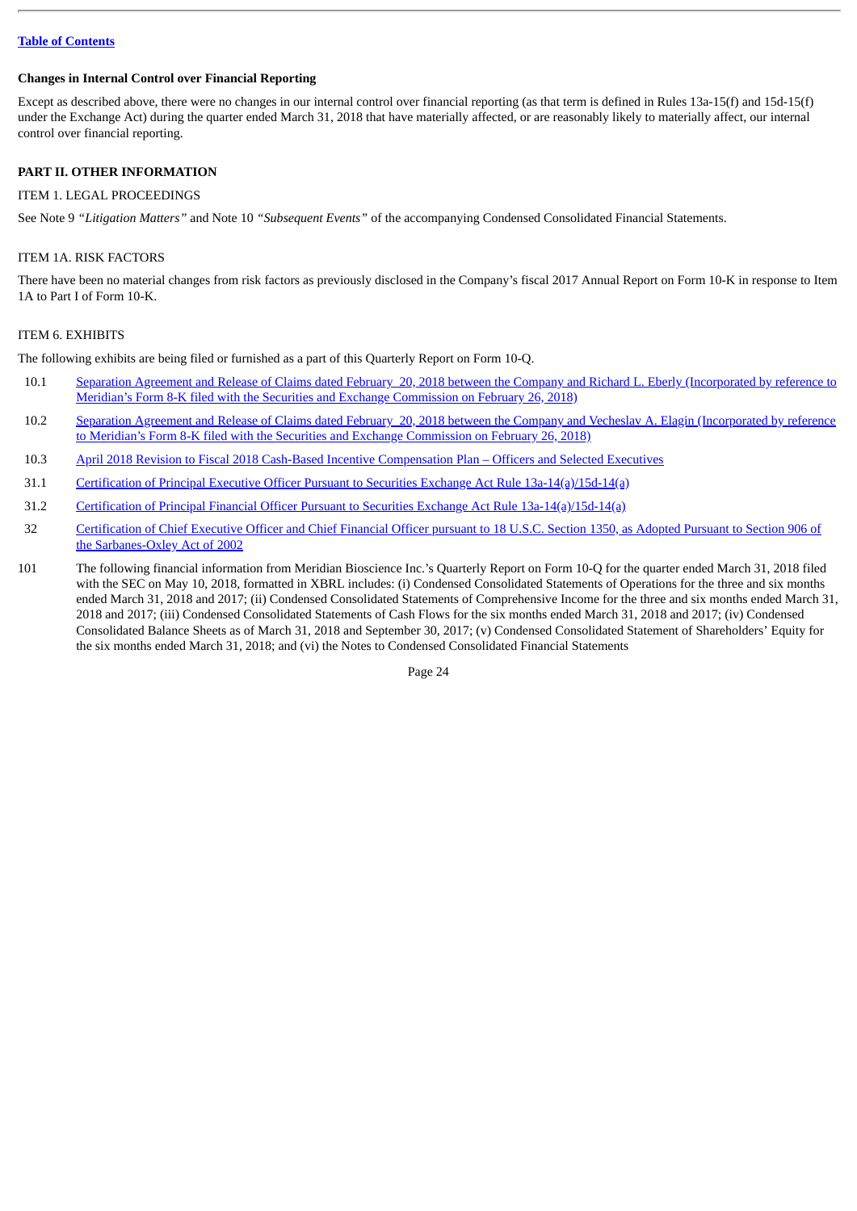### Changes in Internal Control over Financial Reporting

Except as described above, there were no changes in our internal control over financial reporting (as that term is defined in Rules 13a-15(f) and 15d-15(f) under the Exchange Act) during the quarter ended March 31, 2018 that have materially affected, or are reasonably likely to materially affect, our internal control over financial reporting.

## PART II. OTHER INFORMATION

### ITEM 1. LEGAL PROCEEDINGS

See Note 9 *"Litigation Matters"* and Note 10 *"Subsequent Events"* of the accompanying Condensed Consolidated Financial Statements.

### ITEM 1A. RISK FACTORS

There have been no material changes from risk factors as previously disclosed in the Company's fiscal 2017 Annual Report on Form 10-K in response to Item 1A to Part I of Form 10-K.

### ITEM 6. EXHIBITS

The following exhibits are being filed or furnished as a part of this Quarterly Report on Form 10-Q.

| | |
|---|---|
| 10.1 | Separation Agreement and Release of Claims dated February 20, 2018 between the Company and Richard L. Eberly (Incorporated by reference to Meridian's Form 8-K filed with the Securities and Exchange Commission on February 26, 2018) |
| 10.2 | Separation Agreement and Release of Claims dated February 20, 2018 between the Company and Vecheslav A. Elagin (Incorporated by reference to Meridian's Form 8-K filed with the Securities and Exchange Commission on February 26, 2018) |
| 10.3 | April 2018 Revision to Fiscal 2018 Cash-Based Incentive Compensation Plan – Officers and Selected Executives |
| 31.1 | Certification of Principal Executive Officer Pursuant to Securities Exchange Act Rule 13a-14(a)/15d-14(a) |
| 31.2 | Certification of Principal Financial Officer Pursuant to Securities Exchange Act Rule 13a-14(a)/15d-14(a) |
| 32 | Certification of Chief Executive Officer and Chief Financial Officer pursuant to 18 U.S.C. Section 1350, as Adopted Pursuant to Section 906 of the Sarbanes-Oxley Act of 2002 |
| 101 | The following financial information from Meridian Bioscience Inc.'s Quarterly Report on Form 10-Q for the quarter ended March 31, 2018 filed with the SEC on May 10, 2018, formatted in XBRL includes: (i) Condensed Consolidated Statements of Operations for the three and six months ended March 31, 2018 and 2017; (ii) Condensed Consolidated Statements of Comprehensive Income for the three and six months ended March 31, 2018 and 2017; (iii) Condensed Consolidated Statements of Cash Flows for the six months ended March 31, 2018 and 2017; (iv) Condensed Consolidated Balance Sheets as of March 31, 2018 and September 30, 2017; (v) Condensed Consolidated Statement of Shareholders' Equity for the six months ended March 31, 2018; and (vi) the Notes to Condensed Consolidated Financial Statements |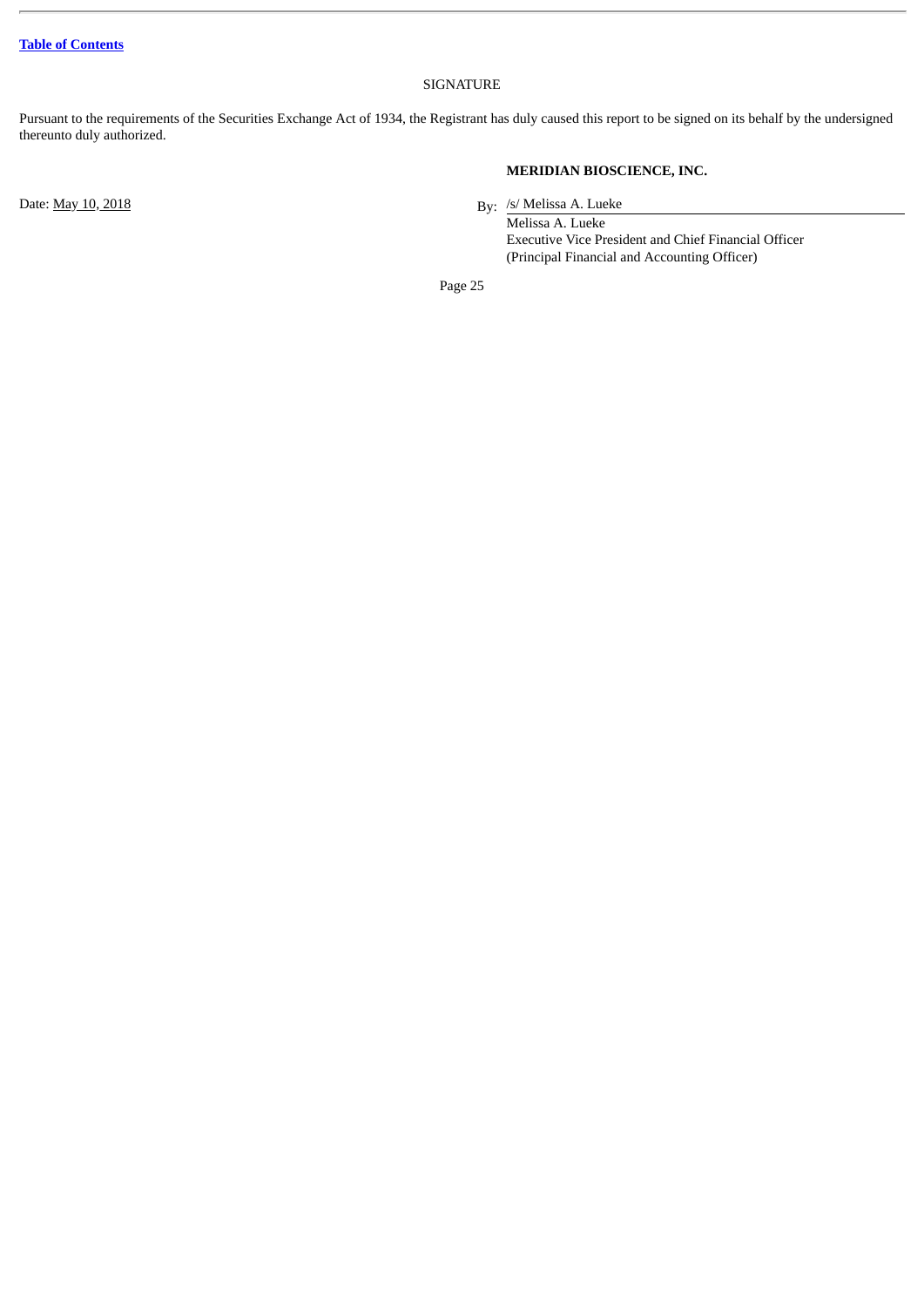[Table of Contents]

SIGNATURE

Pursuant to the requirements of the Securities Exchange Act of 1934, the Registrant has duly caused this report to be signed on its behalf by the undersigned thereunto duly authorized.

**MERIDIAN BIOSCIENCE, INC.**

Date: May 10, 2018

By: /s/ Melissa A. Lueke
Melissa A. Lueke
Executive Vice President and Chief Financial Officer
(Principal Financial and Accounting Officer)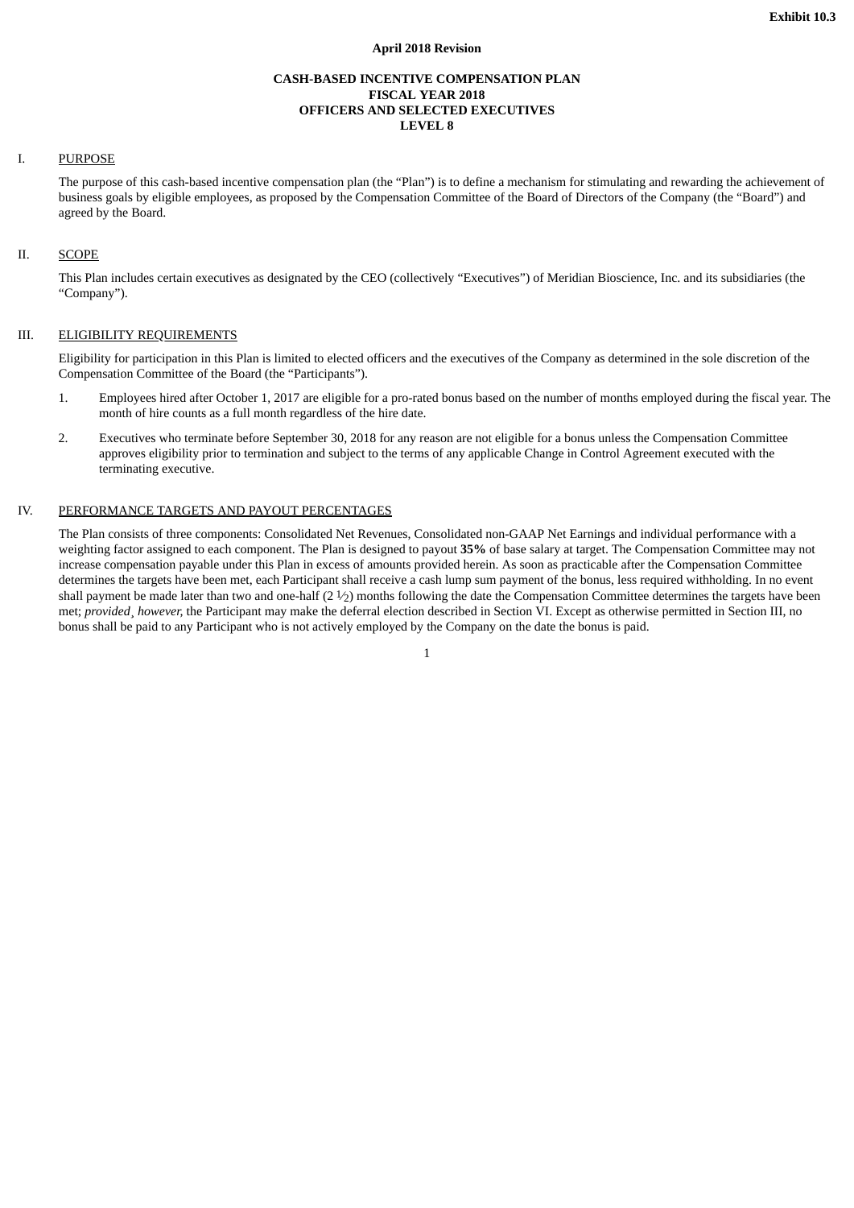Exhibit 10.3

**April 2018 Revision**

**CASH-BASED INCENTIVE COMPENSATION PLAN**
**FISCAL YEAR 2018**
**OFFICERS AND SELECTED EXECUTIVES**
**LEVEL 8**

## I. PURPOSE

The purpose of this cash-based incentive compensation plan (the “Plan”) is to define a mechanism for stimulating and rewarding the achievement of business goals by eligible employees, as proposed by the Compensation Committee of the Board of Directors of the Company (the “Board”) and agreed by the Board.

## II. SCOPE

This Plan includes certain executives as designated by the CEO (collectively “Executives”) of Meridian Bioscience, Inc. and its subsidiaries (the “Company”).

## III. ELIGIBILITY REQUIREMENTS

Eligibility for participation in this Plan is limited to elected officers and the executives of the Company as determined in the sole discretion of the Compensation Committee of the Board (the “Participants”).

1. Employees hired after October 1, 2017 are eligible for a pro-rated bonus based on the number of months employed during the fiscal year. The month of hire counts as a full month regardless of the hire date.
2. Executives who terminate before September 30, 2018 for any reason are not eligible for a bonus unless the Compensation Committee approves eligibility prior to termination and subject to the terms of any applicable Change in Control Agreement executed with the terminating executive.

## IV. PERFORMANCE TARGETS AND PAYOUT PERCENTAGES

The Plan consists of three components: Consolidated Net Revenues, Consolidated non-GAAP Net Earnings and individual performance with a weighting factor assigned to each component. The Plan is designed to payout **35%** of base salary at target. The Compensation Committee may not increase compensation payable under this Plan in excess of amounts provided herein. As soon as practicable after the Compensation Committee determines the targets have been met, each Participant shall receive a cash lump sum payment of the bonus, less required withholding. In no event shall payment be made later than two and one-half (2 ½) months following the date the Compensation Committee determines the targets have been met; *provided¸ however,* the Participant may make the deferral election described in Section VI. Except as otherwise permitted in Section III, no bonus shall be paid to any Participant who is not actively employed by the Company on the date the bonus is paid.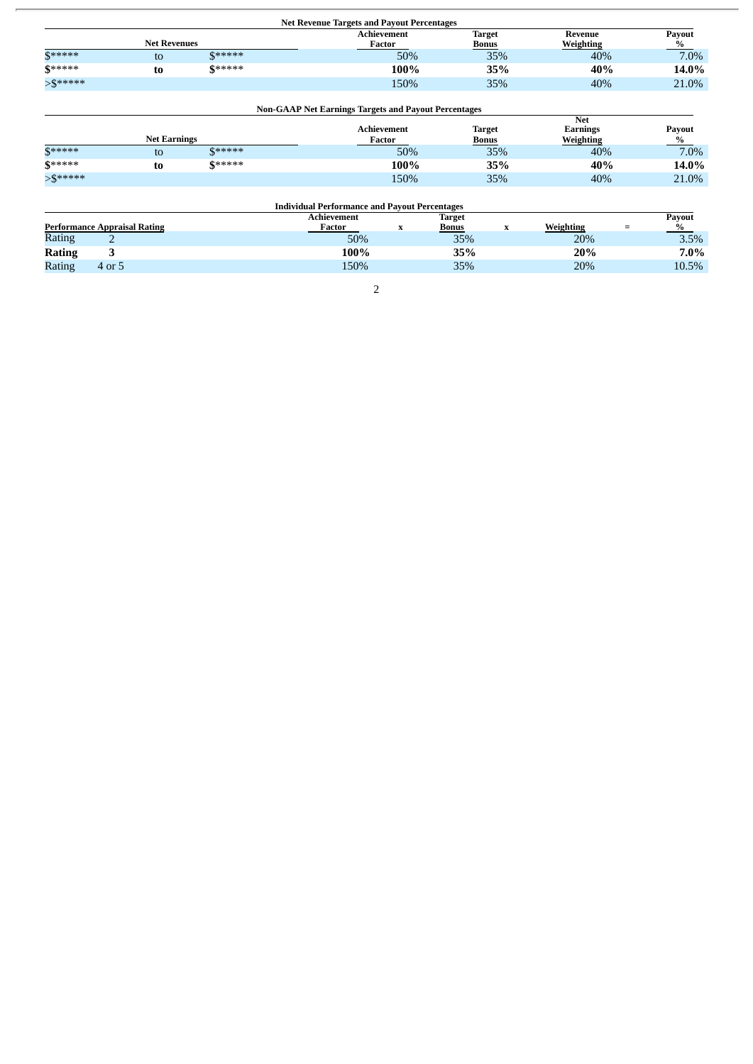**Net Revenue Targets and Payout Percentages**

| Net Revenues | | | Achievement Factor | Target Bonus | Revenue Weighting | Payout % |
|---|---|---|---|---|---|---|
| $***** | to | $***** | 50% | 35% | 40% | 7.0% |
| **$******* | **to** | **$****** | **100%** | **35%** | **40%** | **14.0%** |
| >$***** | | | 150% | 35% | 40% | 21.0% |

**Non-GAAP Net Earnings Targets and Payout Percentages**

| Net Earnings | | | Achievement Factor | Target Bonus | Net Earnings Weighting | Payout % |
|---|---|---|---|---|---|---|
| $***** | to | $***** | 50% | 35% | 40% | 7.0% |
| **$******* | **to** | **$****** | **100%** | **35%** | **40%** | **14.0%** |
| >$***** | | | 150% | 35% | 40% | 21.0% |

**Individual Performance and Payout Percentages**

| Performance Appraisal Rating | | Achievement Factor | x | Target Bonus | x | Weighting | = | Payout % |
|---|---|---|---|---|---|---|---|---|
| Rating | 2 | 50% | | 35% | | 20% | | 3.5% |
| **Rating** | **3** | **100%** | | **35%** | | **20%** | | **7.0%** |
| Rating | 4 or 5 | 150% | | 35% | | 20% | | 10.5% |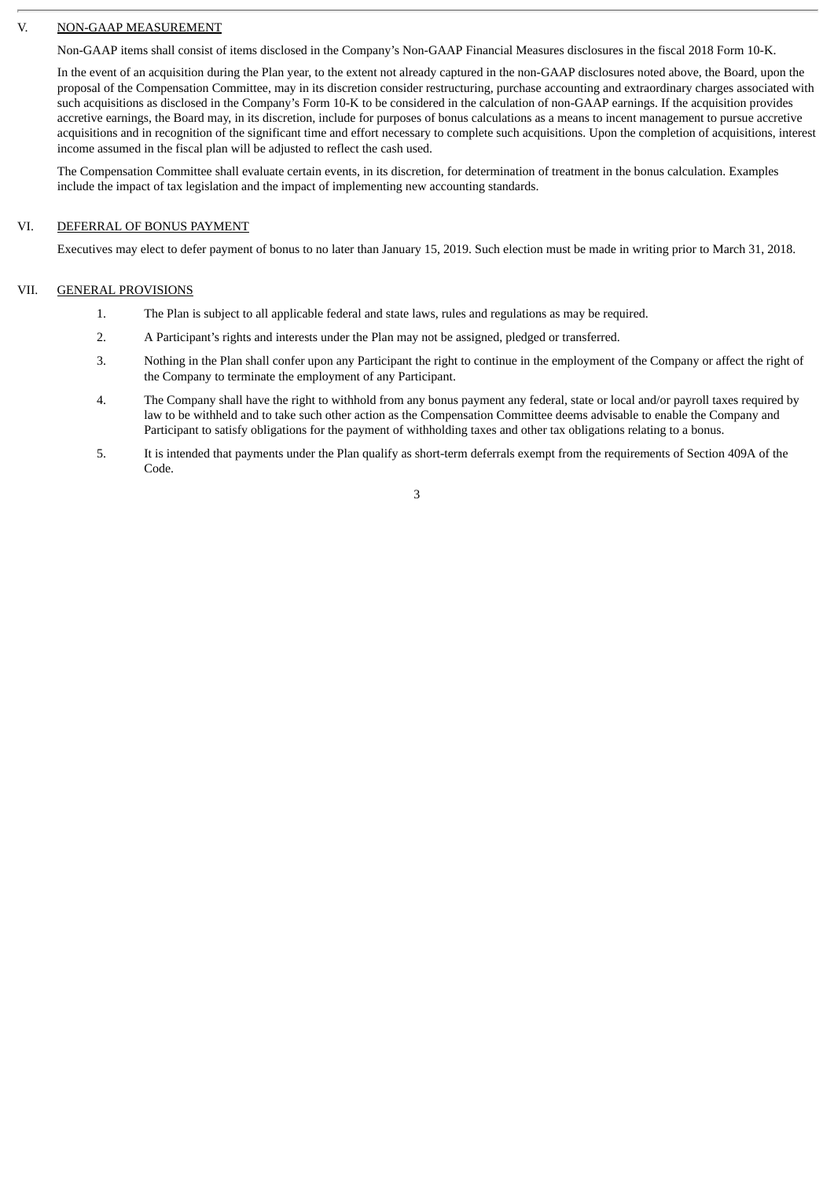## V. NON-GAAP MEASUREMENT

Non-GAAP items shall consist of items disclosed in the Company's Non-GAAP Financial Measures disclosures in the fiscal 2018 Form 10-K.

In the event of an acquisition during the Plan year, to the extent not already captured in the non-GAAP disclosures noted above, the Board, upon the proposal of the Compensation Committee, may in its discretion consider restructuring, purchase accounting and extraordinary charges associated with such acquisitions as disclosed in the Company's Form 10-K to be considered in the calculation of non-GAAP earnings. If the acquisition provides accretive earnings, the Board may, in its discretion, include for purposes of bonus calculations as a means to incent management to pursue accretive acquisitions and in recognition of the significant time and effort necessary to complete such acquisitions. Upon the completion of acquisitions, interest income assumed in the fiscal plan will be adjusted to reflect the cash used.

The Compensation Committee shall evaluate certain events, in its discretion, for determination of treatment in the bonus calculation. Examples include the impact of tax legislation and the impact of implementing new accounting standards.

## VI. DEFERRAL OF BONUS PAYMENT

Executives may elect to defer payment of bonus to no later than January 15, 2019. Such election must be made in writing prior to March 31, 2018.

## VII. GENERAL PROVISIONS

1. The Plan is subject to all applicable federal and state laws, rules and regulations as may be required.
2. A Participant's rights and interests under the Plan may not be assigned, pledged or transferred.
3. Nothing in the Plan shall confer upon any Participant the right to continue in the employment of the Company or affect the right of the Company to terminate the employment of any Participant.
4. The Company shall have the right to withhold from any bonus payment any federal, state or local and/or payroll taxes required by law to be withheld and to take such other action as the Compensation Committee deems advisable to enable the Company and Participant to satisfy obligations for the payment of withholding taxes and other tax obligations relating to a bonus.
5. It is intended that payments under the Plan qualify as short-term deferrals exempt from the requirements of Section 409A of the Code.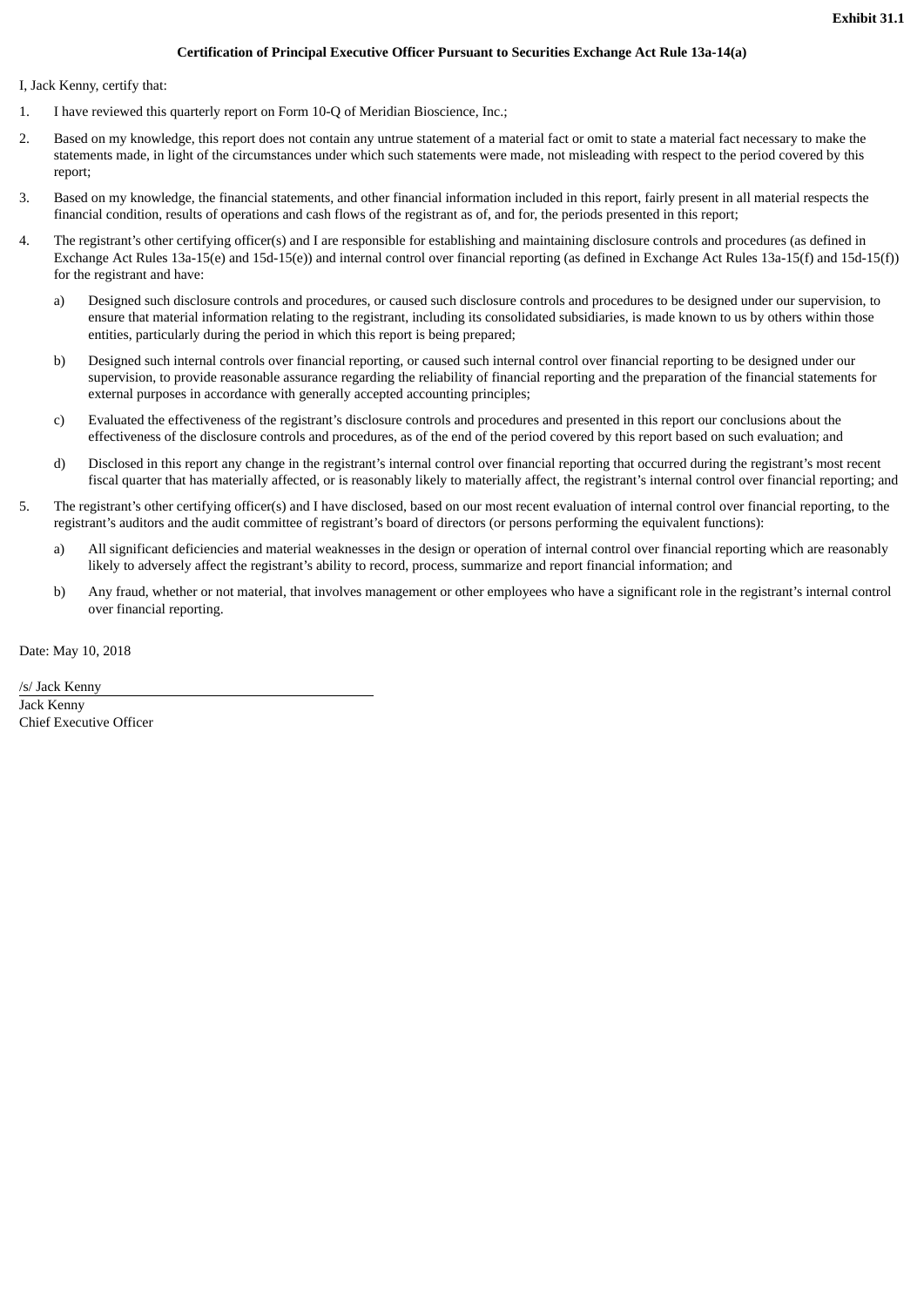**Exhibit 31.1**

**Certification of Principal Executive Officer Pursuant to Securities Exchange Act Rule 13a-14(a)**

I, Jack Kenny, certify that:

1. I have reviewed this quarterly report on Form 10-Q of Meridian Bioscience, Inc.;

2. Based on my knowledge, this report does not contain any untrue statement of a material fact or omit to state a material fact necessary to make the statements made, in light of the circumstances under which such statements were made, not misleading with respect to the period covered by this report;

3. Based on my knowledge, the financial statements, and other financial information included in this report, fairly present in all material respects the financial condition, results of operations and cash flows of the registrant as of, and for, the periods presented in this report;

4. The registrant's other certifying officer(s) and I are responsible for establishing and maintaining disclosure controls and procedures (as defined in Exchange Act Rules 13a-15(e) and 15d-15(e)) and internal control over financial reporting (as defined in Exchange Act Rules 13a-15(f) and 15d-15(f)) for the registrant and have:

   a) Designed such disclosure controls and procedures, or caused such disclosure controls and procedures to be designed under our supervision, to ensure that material information relating to the registrant, including its consolidated subsidiaries, is made known to us by others within those entities, particularly during the period in which this report is being prepared;

   b) Designed such internal controls over financial reporting, or caused such internal control over financial reporting to be designed under our supervision, to provide reasonable assurance regarding the reliability of financial reporting and the preparation of the financial statements for external purposes in accordance with generally accepted accounting principles;

   c) Evaluated the effectiveness of the registrant's disclosure controls and procedures and presented in this report our conclusions about the effectiveness of the disclosure controls and procedures, as of the end of the period covered by this report based on such evaluation; and

   d) Disclosed in this report any change in the registrant's internal control over financial reporting that occurred during the registrant's most recent fiscal quarter that has materially affected, or is reasonably likely to materially affect, the registrant's internal control over financial reporting; and

5. The registrant's other certifying officer(s) and I have disclosed, based on our most recent evaluation of internal control over financial reporting, to the registrant's auditors and the audit committee of registrant's board of directors (or persons performing the equivalent functions):

   a) All significant deficiencies and material weaknesses in the design or operation of internal control over financial reporting which are reasonably likely to adversely affect the registrant's ability to record, process, summarize and report financial information; and

   b) Any fraud, whether or not material, that involves management or other employees who have a significant role in the registrant's internal control over financial reporting.

Date: May 10, 2018

/s/ Jack Kenny

Jack Kenny

Chief Executive Officer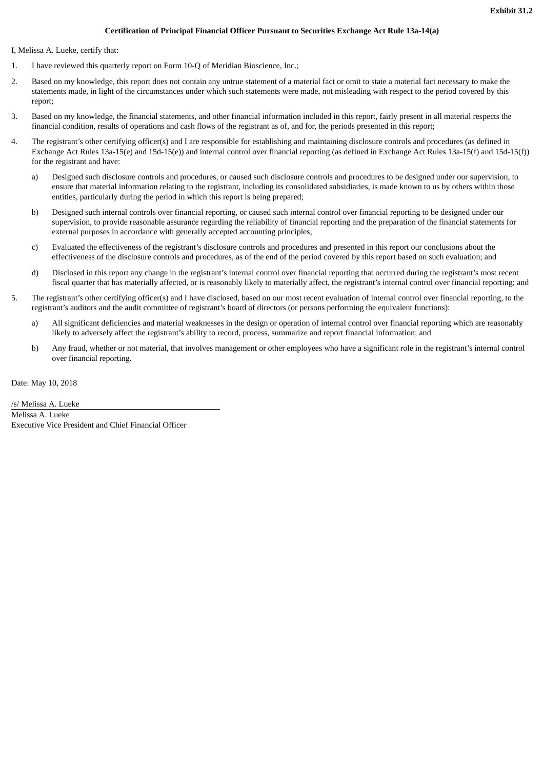**Exhibit 31.2**

**Certification of Principal Financial Officer Pursuant to Securities Exchange Act Rule 13a-14(a)**

I, Melissa A. Lueke, certify that:

1. I have reviewed this quarterly report on Form 10-Q of Meridian Bioscience, Inc.;
2. Based on my knowledge, this report does not contain any untrue statement of a material fact or omit to state a material fact necessary to make the statements made, in light of the circumstances under which such statements were made, not misleading with respect to the period covered by this report;
3. Based on my knowledge, the financial statements, and other financial information included in this report, fairly present in all material respects the financial condition, results of operations and cash flows of the registrant as of, and for, the periods presented in this report;
4. The registrant's other certifying officer(s) and I are responsible for establishing and maintaining disclosure controls and procedures (as defined in Exchange Act Rules 13a-15(e) and 15d-15(e)) and internal control over financial reporting (as defined in Exchange Act Rules 13a-15(f) and 15d-15(f)) for the registrant and have:
   a) Designed such disclosure controls and procedures, or caused such disclosure controls and procedures to be designed under our supervision, to ensure that material information relating to the registrant, including its consolidated subsidiaries, is made known to us by others within those entities, particularly during the period in which this report is being prepared;
   b) Designed such internal controls over financial reporting, or caused such internal control over financial reporting to be designed under our supervision, to provide reasonable assurance regarding the reliability of financial reporting and the preparation of the financial statements for external purposes in accordance with generally accepted accounting principles;
   c) Evaluated the effectiveness of the registrant's disclosure controls and procedures and presented in this report our conclusions about the effectiveness of the disclosure controls and procedures, as of the end of the period covered by this report based on such evaluation; and
   d) Disclosed in this report any change in the registrant's internal control over financial reporting that occurred during the registrant's most recent fiscal quarter that has materially affected, or is reasonably likely to materially affect, the registrant's internal control over financial reporting; and
5. The registrant's other certifying officer(s) and I have disclosed, based on our most recent evaluation of internal control over financial reporting, to the registrant's auditors and the audit committee of registrant's board of directors (or persons performing the equivalent functions):
   a) All significant deficiencies and material weaknesses in the design or operation of internal control over financial reporting which are reasonably likely to adversely affect the registrant's ability to record, process, summarize and report financial information; and
   b) Any fraud, whether or not material, that involves management or other employees who have a significant role in the registrant's internal control over financial reporting.

Date: May 10, 2018

/s/ Melissa A. Lueke
Melissa A. Lueke
Executive Vice President and Chief Financial Officer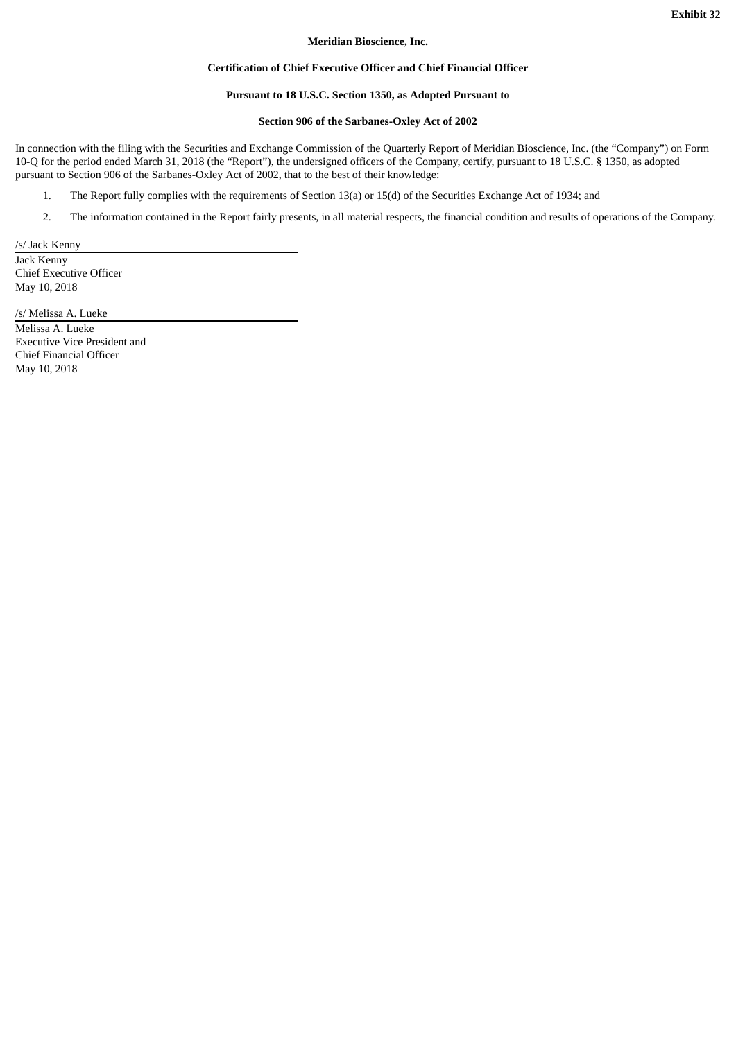**Exhibit 32**

**Meridian Bioscience, Inc.**

**Certification of Chief Executive Officer and Chief Financial Officer**

**Pursuant to 18 U.S.C. Section 1350, as Adopted Pursuant to**

**Section 906 of the Sarbanes-Oxley Act of 2002**

In connection with the filing with the Securities and Exchange Commission of the Quarterly Report of Meridian Bioscience, Inc. (the "Company") on Form 10-Q for the period ended March 31, 2018 (the "Report"), the undersigned officers of the Company, certify, pursuant to 18 U.S.C. § 1350, as adopted pursuant to Section 906 of the Sarbanes-Oxley Act of 2002, that to the best of their knowledge:

1. The Report fully complies with the requirements of Section 13(a) or 15(d) of the Securities Exchange Act of 1934; and
2. The information contained in the Report fairly presents, in all material respects, the financial condition and results of operations of the Company.

/s/ Jack Kenny

Jack Kenny
Chief Executive Officer
May 10, 2018

/s/ Melissa A. Lueke

Melissa A. Lueke
Executive Vice President and
Chief Financial Officer
May 10, 2018